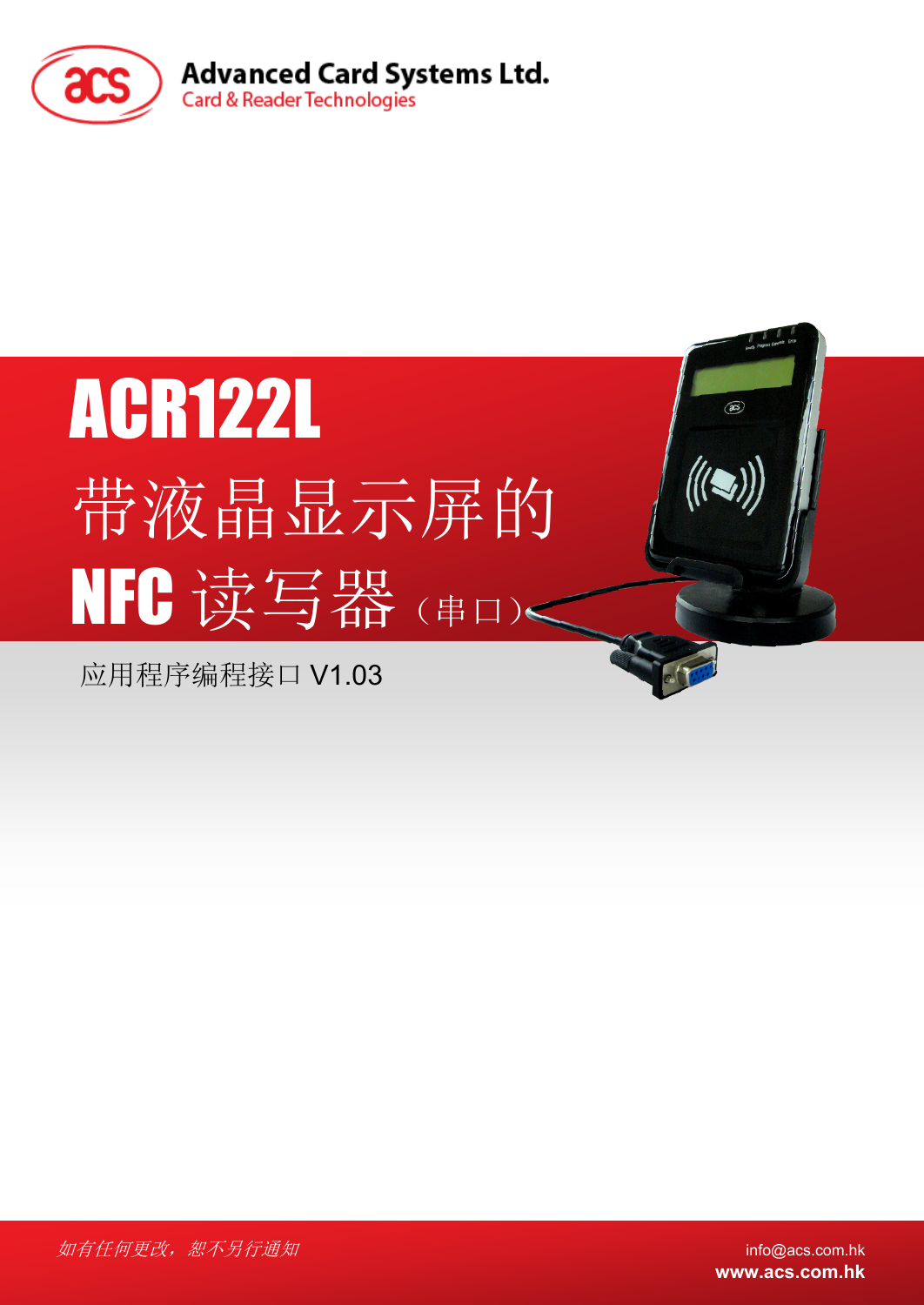**Advanced Card Systems Ltd.**
Card & Reader Technologies

# ACR122L
# 带液晶显示屏的 NFC 读写器（串口）

应用程序编程接口 V1.03

*如有任何更改，恕不另行通知*

info@acs.com.hk
**www.acs.com.hk**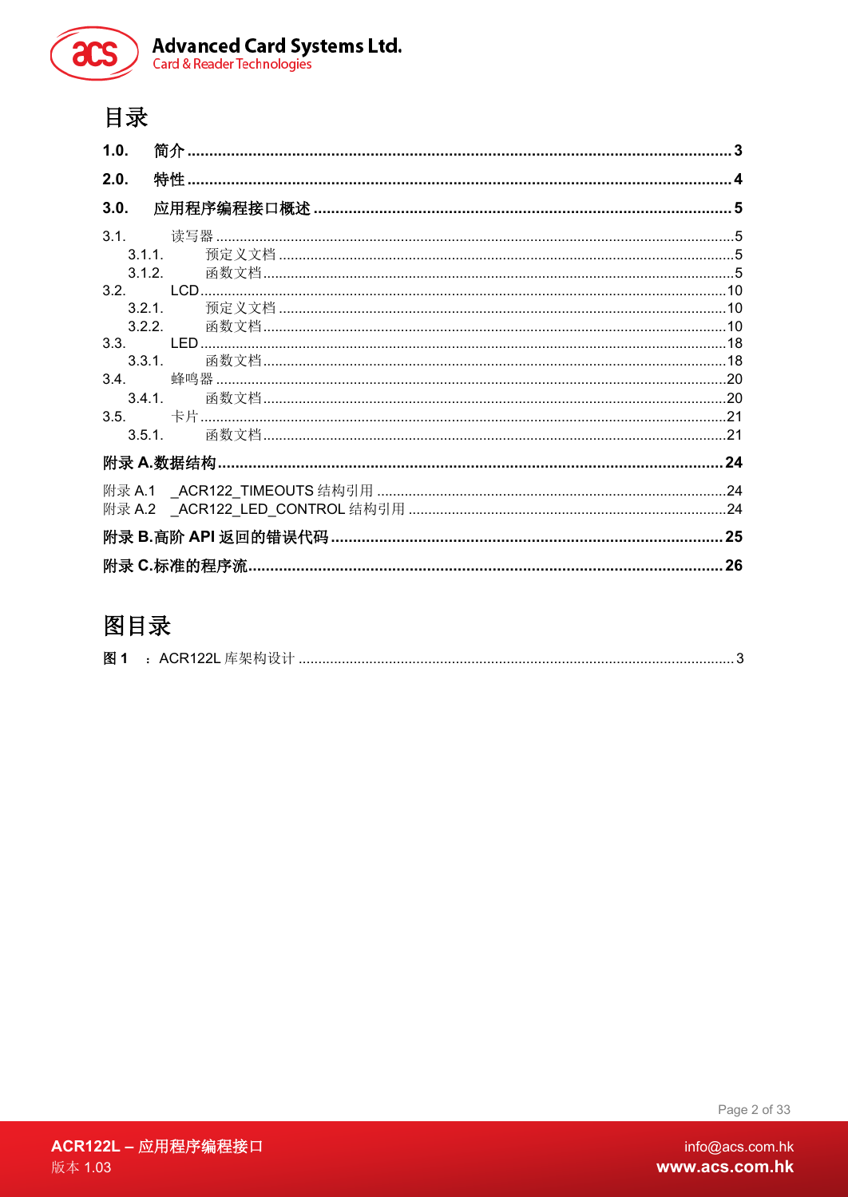# 目录

**1.0. 简介 ...... 3**

**2.0. 特性 ...... 4**

**3.0. 应用程序编程接口概述 ...... 5**

3.1. 读写器 ...... 5
- 3.1.1. 预定义文档 ...... 5
- 3.1.2. 函数文档 ...... 5

3.2. LCD ...... 10
- 3.2.1. 预定义文档 ...... 10
- 3.2.2. 函数文档 ...... 10

3.3. LED ...... 18
- 3.3.1. 函数文档 ...... 18

3.4. 蜂鸣器 ...... 20
- 3.4.1. 函数文档 ...... 20

3.5. 卡片 ...... 21
- 3.5.1. 函数文档 ...... 21

**附录 A.数据结构 ...... 24**

附录 A.1 _ACR122_TIMEOUTS 结构引用 ...... 24

附录 A.2 _ACR122_LED_CONTROL 结构引用 ...... 24

**附录 B.高阶 API 返回的错误代码 ...... 25**

**附录 C.标准的程序流 ...... 26**

# 图目录

**图 1** ：ACR122L 库架构设计 ...... 3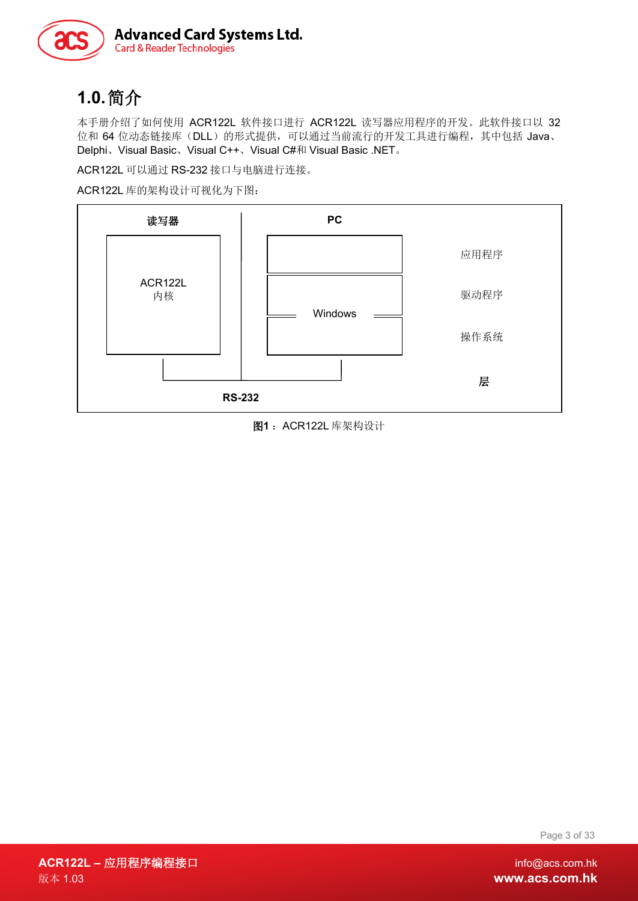# 1.0. 简介

本手册介绍了如何使用 ACR122L 软件接口进行 ACR122L 读写器应用程序的开发。此软件接口以 32 位和 64 位动态链接库（DLL）的形式提供，可以通过当前流行的开发工具进行编程，其中包括 Java、Delphi、Visual Basic、Visual C++、Visual C#和 Visual Basic .NET。

ACR122L 可以通过 RS-232 接口与电脑进行连接。

ACR122L 库的架构设计可视化为下图：

**读写器** | **PC**

ACR122L
内核

Windows

应用程序

驱动程序

操作系统

**层**

**RS-232**

**图1**： ACR122L 库架构设计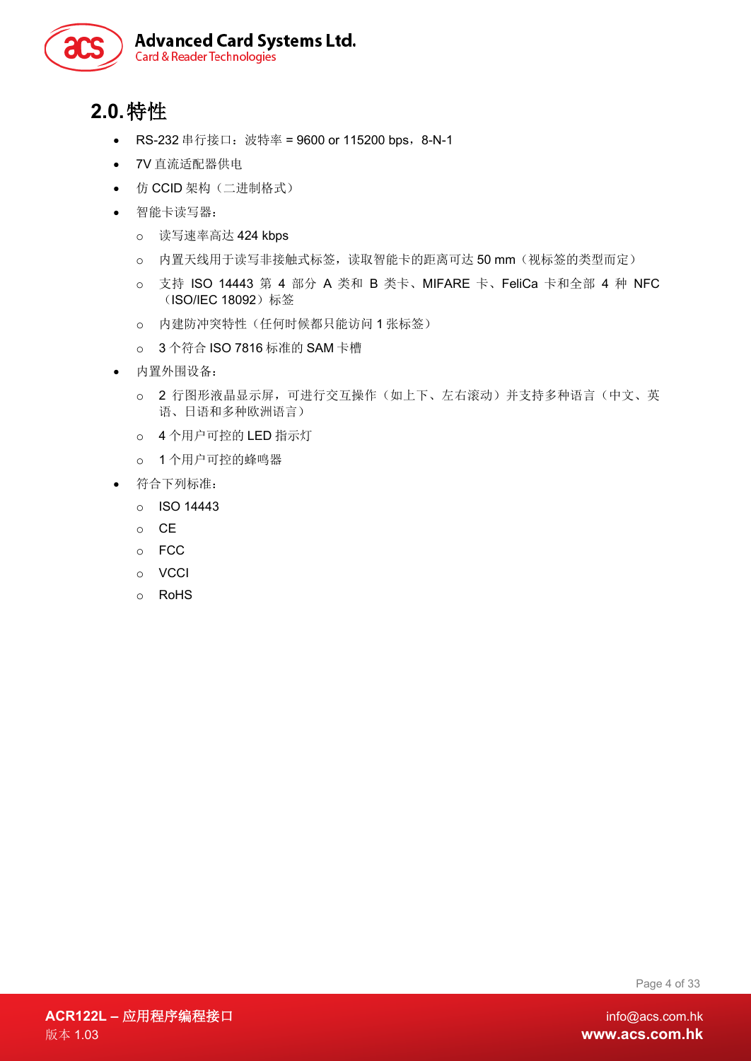## 2.0. 特性

- RS-232 串行接口：波特率 = 9600 or 115200 bps，8-N-1
- 7V 直流适配器供电
- 仿 CCID 架构（二进制格式）
- 智能卡读写器：
  - 读写速率高达 424 kbps
  - 内置天线用于读写非接触式标签，读取智能卡的距离可达 50 mm（视标签的类型而定）
  - 支持 ISO 14443 第 4 部分 A 类和 B 类卡、MIFARE 卡、FeliCa 卡和全部 4 种 NFC（ISO/IEC 18092）标签
  - 内建防冲突特性（任何时候都只能访问 1 张标签）
  - 3 个符合 ISO 7816 标准的 SAM 卡槽
- 内置外围设备：
  - 2 行图形液晶显示屏，可进行交互操作（如上下、左右滚动）并支持多种语言（中文、英语、日语和多种欧洲语言）
  - 4 个用户可控的 LED 指示灯
  - 1 个用户可控的蜂鸣器
- 符合下列标准：
  - ISO 14443
  - CE
  - FCC
  - VCCI
  - RoHS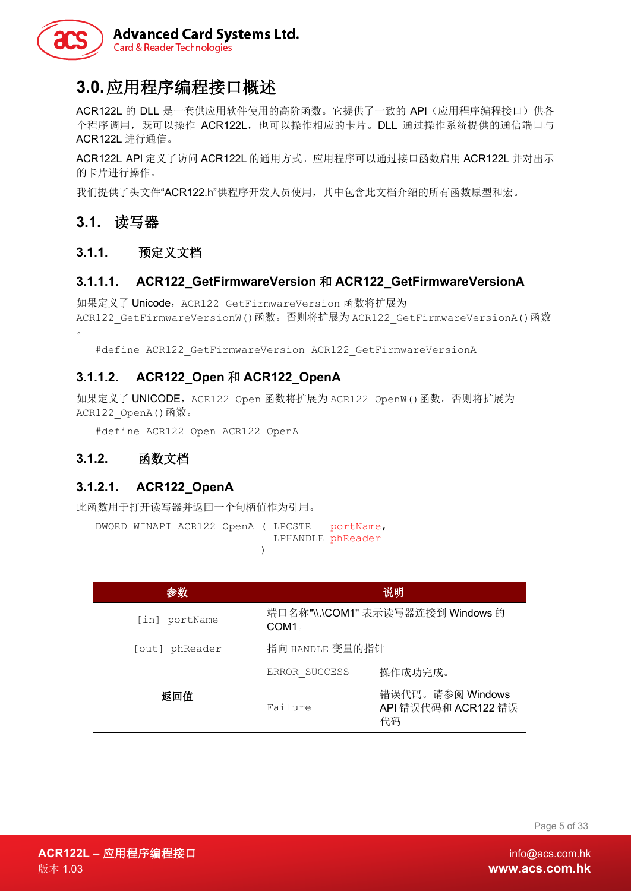# 3.0. 应用程序编程接口概述

ACR122L 的 DLL 是一套供应用软件使用的高阶函数。它提供了一致的 API（应用程序编程接口）供各个程序调用，既可以操作 ACR122L，也可以操作相应的卡片。DLL 通过操作系统提供的通信端口与 ACR122L 进行通信。

ACR122L API 定义了访问 ACR122L 的通用方式。应用程序可以通过接口函数启用 ACR122L 并对出示的卡片进行操作。

我们提供了头文件"ACR122.h"供程序开发人员使用，其中包含此文档介绍的所有函数原型和宏。

## 3.1. 读写器

### 3.1.1. 预定义文档

#### 3.1.1.1. ACR122_GetFirmwareVersion 和 ACR122_GetFirmwareVersionA

如果定义了 Unicode，ACR122_GetFirmwareVersion 函数将扩展为 ACR122_GetFirmwareVersionW()函数。否则将扩展为 ACR122_GetFirmwareVersionA()函数。

```
#define ACR122_GetFirmwareVersion ACR122_GetFirmwareVersionA
```

#### 3.1.1.2. ACR122_Open 和 ACR122_OpenA

如果定义了 UNICODE，ACR122_Open 函数将扩展为 ACR122_OpenW()函数。否则将扩展为 ACR122_OpenA()函数。

```
#define ACR122_Open ACR122_OpenA
```

### 3.1.2. 函数文档

#### 3.1.2.1. ACR122_OpenA

此函数用于打开读写器并返回一个句柄值作为引用。

```
DWORD WINAPI ACR122_OpenA ( LPCSTR    portName,
                            LPHANDLE phReader
                          )
```

| 参数 | 说明 | |
|---|---|---|
| [in] portName | 端口名称"\\.\COM1" 表示读写器连接到 Windows 的 COM1。 | |
| [out] phReader | 指向 HANDLE 变量的指针 | |
| 返回值 | ERROR_SUCCESS | 操作成功完成。 |
| | Failure | 错误代码。请参阅 Windows API 错误代码和 ACR122 错误代码 |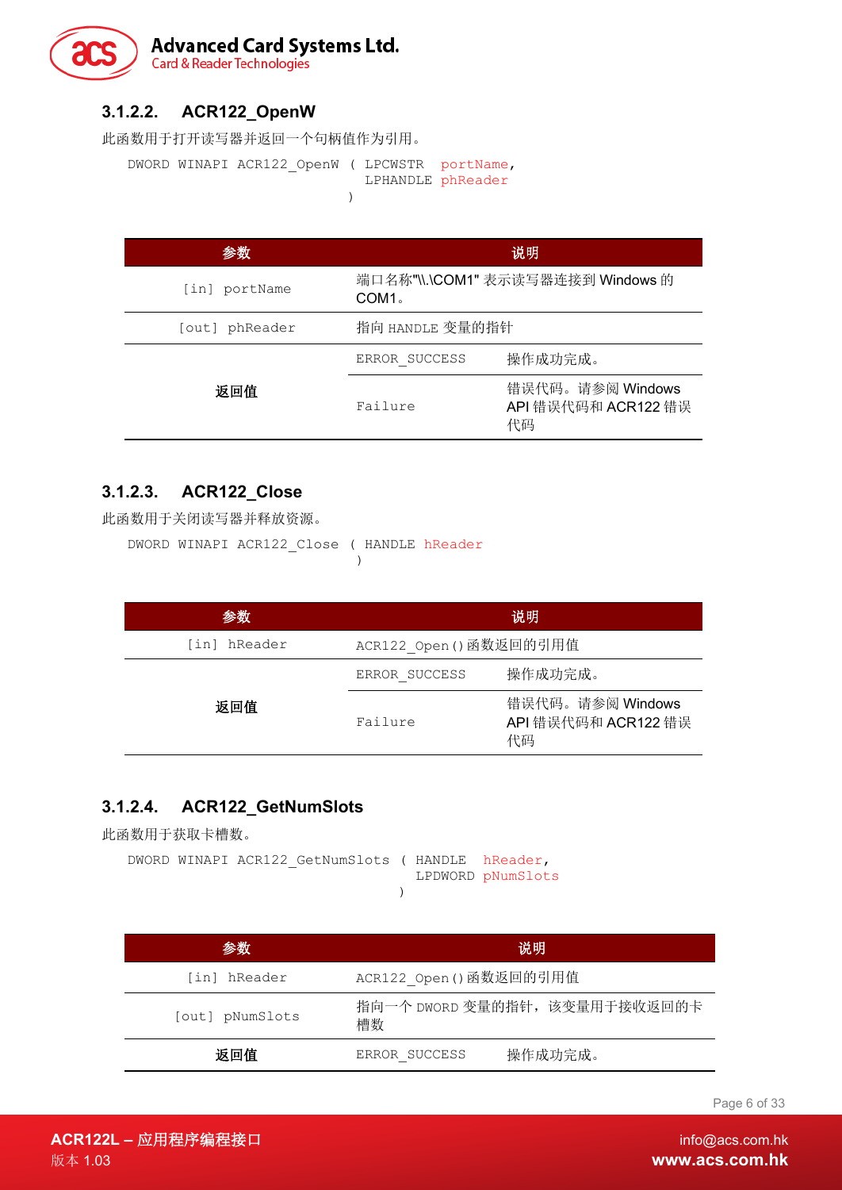#### 3.1.2.2. ACR122_OpenW

此函数用于打开读写器并返回一个句柄值作为引用。

```
DWORD WINAPI ACR122_OpenW ( LPCWSTR  portName,
                            LPHANDLE phReader
                          )
```

| 参数 | 说明 | |
|---|---|---|
| [in] portName | 端口名称"\\.\COM1" 表示读写器连接到 Windows 的 COM1。 | |
| [out] phReader | 指向 HANDLE 变量的指针 | |
| 返回值 | ERROR_SUCCESS | 操作成功完成。 |
| | Failure | 错误代码。请参阅 Windows API 错误代码和 ACR122 错误代码 |

#### 3.1.2.3. ACR122_Close

此函数用于关闭读写器并释放资源。

```
DWORD WINAPI ACR122_Close ( HANDLE hReader
                          )
```

| 参数 | 说明 | |
|---|---|---|
| [in] hReader | ACR122_Open()函数返回的引用值 | |
| 返回值 | ERROR_SUCCESS | 操作成功完成。 |
| | Failure | 错误代码。请参阅 Windows API 错误代码和 ACR122 错误代码 |

#### 3.1.2.4. ACR122_GetNumSlots

此函数用于获取卡槽数。

```
DWORD WINAPI ACR122_GetNumSlots ( HANDLE  hReader,
                                  LPDWORD pNumSlots
                                )
```

| 参数 | 说明 | |
|---|---|---|
| [in] hReader | ACR122_Open()函数返回的引用值 | |
| [out] pNumSlots | 指向一个 DWORD 变量的指针，该变量用于接收返回的卡槽数 | |
| 返回值 | ERROR_SUCCESS | 操作成功完成。 |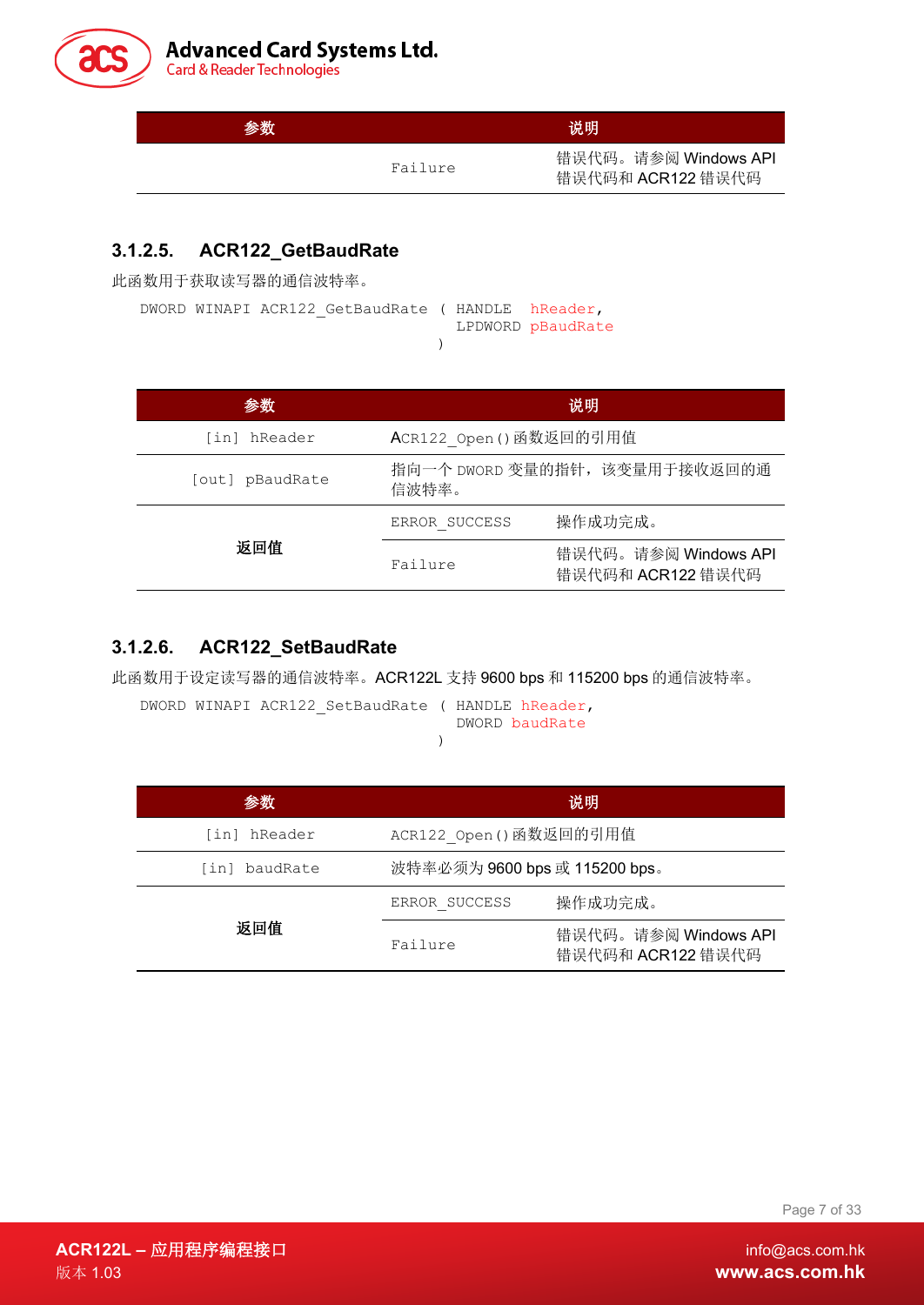| 参数 | 说明 | |
|---|---|---|
| | Failure | 错误代码。请参阅 Windows API 错误代码和 ACR122 错误代码 |

### 3.1.2.5. ACR122_GetBaudRate

此函数用于获取读写器的通信波特率。

```
DWORD WINAPI ACR122_GetBaudRate ( HANDLE  hReader,
                                  LPDWORD pBaudRate
                                )
```

| 参数 | 说明 | |
|---|---|---|
| [in] hReader | ACR122_Open()函数返回的引用值 | |
| [out] pBaudRate | 指向一个 DWORD 变量的指针，该变量用于接收返回的通信波特率。 | |
| **返回值** | ERROR_SUCCESS | 操作成功完成。 |
| | Failure | 错误代码。请参阅 Windows API 错误代码和 ACR122 错误代码 |

### 3.1.2.6. ACR122_SetBaudRate

此函数用于设定读写器的通信波特率。ACR122L 支持 9600 bps 和 115200 bps 的通信波特率。

```
DWORD WINAPI ACR122_SetBaudRate ( HANDLE hReader,
                                  DWORD baudRate
                                )
```

| 参数 | 说明 | |
|---|---|---|
| [in] hReader | ACR122_Open()函数返回的引用值 | |
| [in] baudRate | 波特率必须为 9600 bps 或 115200 bps。 | |
| **返回值** | ERROR_SUCCESS | 操作成功完成。 |
| | Failure | 错误代码。请参阅 Windows API 错误代码和 ACR122 错误代码 |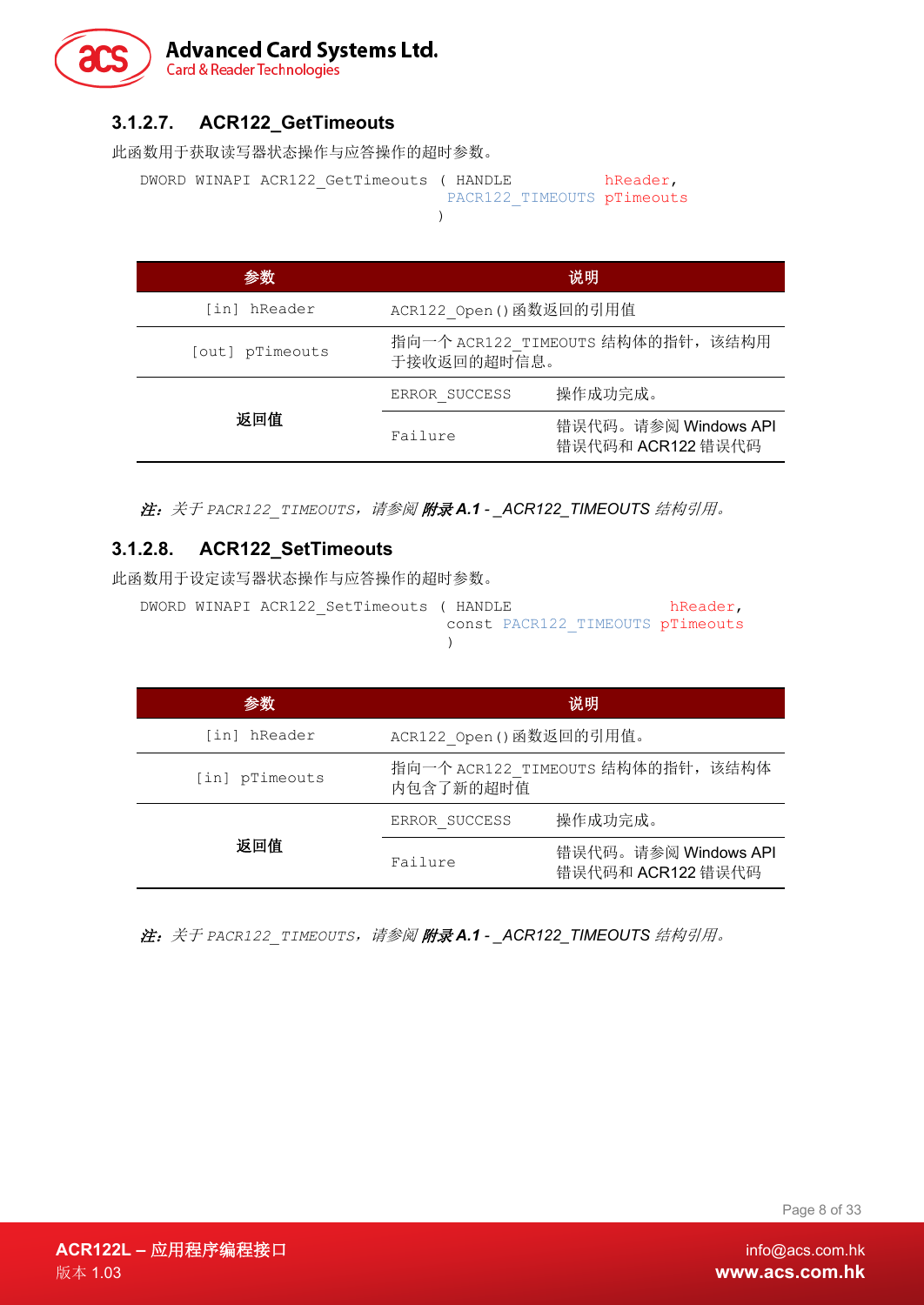### 3.1.2.7. ACR122_GetTimeouts

此函数用于获取读写器状态操作与应答操作的超时参数。

```
DWORD WINAPI ACR122_GetTimeouts ( HANDLE          hReader,
                                  PACR122_TIMEOUTS pTimeouts
                                )
```

| 参数 | 说明 | |
|---|---|---|
| [in] hReader | ACR122_Open()函数返回的引用值 | |
| [out] pTimeouts | 指向一个 ACR122_TIMEOUTS 结构体的指针，该结构用于接收返回的超时信息。 | |
| **返回值** | ERROR_SUCCESS | 操作成功完成。 |
| | Failure | 错误代码。请参阅 Windows API 错误代码和 ACR122 错误代码 |

***注：**关于 PACR122_TIMEOUTS，请参阅 **附录 A.1** - _ACR122_TIMEOUTS 结构引用。*

### 3.1.2.8. ACR122_SetTimeouts

此函数用于设定读写器状态操作与应答操作的超时参数。

```
DWORD WINAPI ACR122_SetTimeouts ( HANDLE                 hReader,
                                  const PACR122_TIMEOUTS pTimeouts
                                )
```

| 参数 | 说明 | |
|---|---|---|
| [in] hReader | ACR122_Open()函数返回的引用值。 | |
| [in] pTimeouts | 指向一个 ACR122_TIMEOUTS 结构体的指针，该结构体内包含了新的超时值 | |
| **返回值** | ERROR_SUCCESS | 操作成功完成。 |
| | Failure | 错误代码。请参阅 Windows API 错误代码和 ACR122 错误代码 |

***注：**关于 PACR122_TIMEOUTS，请参阅 **附录 A.1** - _ACR122_TIMEOUTS 结构引用。*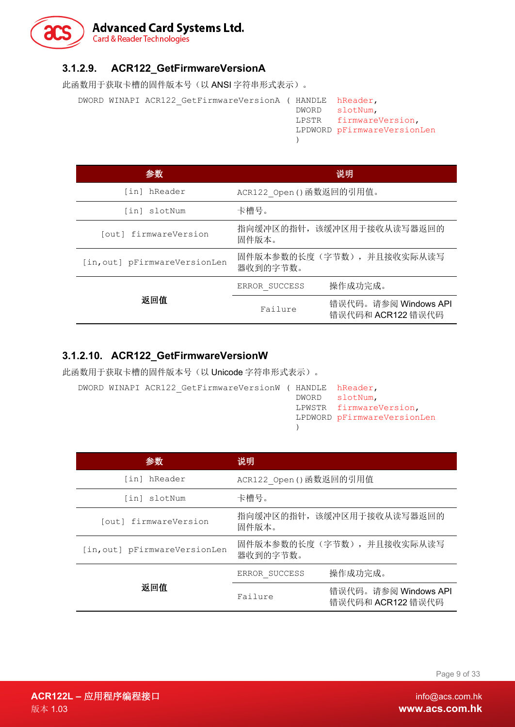### 3.1.2.9. ACR122_GetFirmwareVersionA

此函数用于获取卡槽的固件版本号（以 ANSI 字符串形式表示）。

```
DWORD WINAPI ACR122_GetFirmwareVersionA ( HANDLE  hReader,
                                          DWORD   slotNum,
                                          LPSTR   firmwareVersion,
                                          LPDWORD pFirmwareVersionLen
                                          )
```

| 参数 | 说明 | |
|---|---|---|
| [in] hReader | ACR122_Open()函数返回的引用值。 | |
| [in] slotNum | 卡槽号。 | |
| [out] firmwareVersion | 指向缓冲区的指针，该缓冲区用于接收从读写器返回的固件版本。 | |
| [in,out] pFirmwareVersionLen | 固件版本参数的长度（字节数），并且接收实际从读写器收到的字节数。 | |
| 返回值 | ERROR_SUCCESS | 操作成功完成。 |
| | Failure | 错误代码。请参阅 Windows API 错误代码和 ACR122 错误代码 |

### 3.1.2.10. ACR122_GetFirmwareVersionW

此函数用于获取卡槽的固件版本号（以 Unicode 字符串形式表示）。

```
DWORD WINAPI ACR122_GetFirmwareVersionW ( HANDLE  hReader,
                                          DWORD   slotNum,
                                          LPWSTR  firmwareVersion,
                                          LPDWORD pFirmwareVersionLen
                                          )
```

| 参数 | 说明 | |
|---|---|---|
| [in] hReader | ACR122_Open()函数返回的引用值 | |
| [in] slotNum | 卡槽号。 | |
| [out] firmwareVersion | 指向缓冲区的指针，该缓冲区用于接收从读写器返回的固件版本。 | |
| [in,out] pFirmwareVersionLen | 固件版本参数的长度（字节数），并且接收实际从读写器收到的字节数。 | |
| 返回值 | ERROR_SUCCESS | 操作成功完成。 |
| | Failure | 错误代码。请参阅 Windows API 错误代码和 ACR122 错误代码 |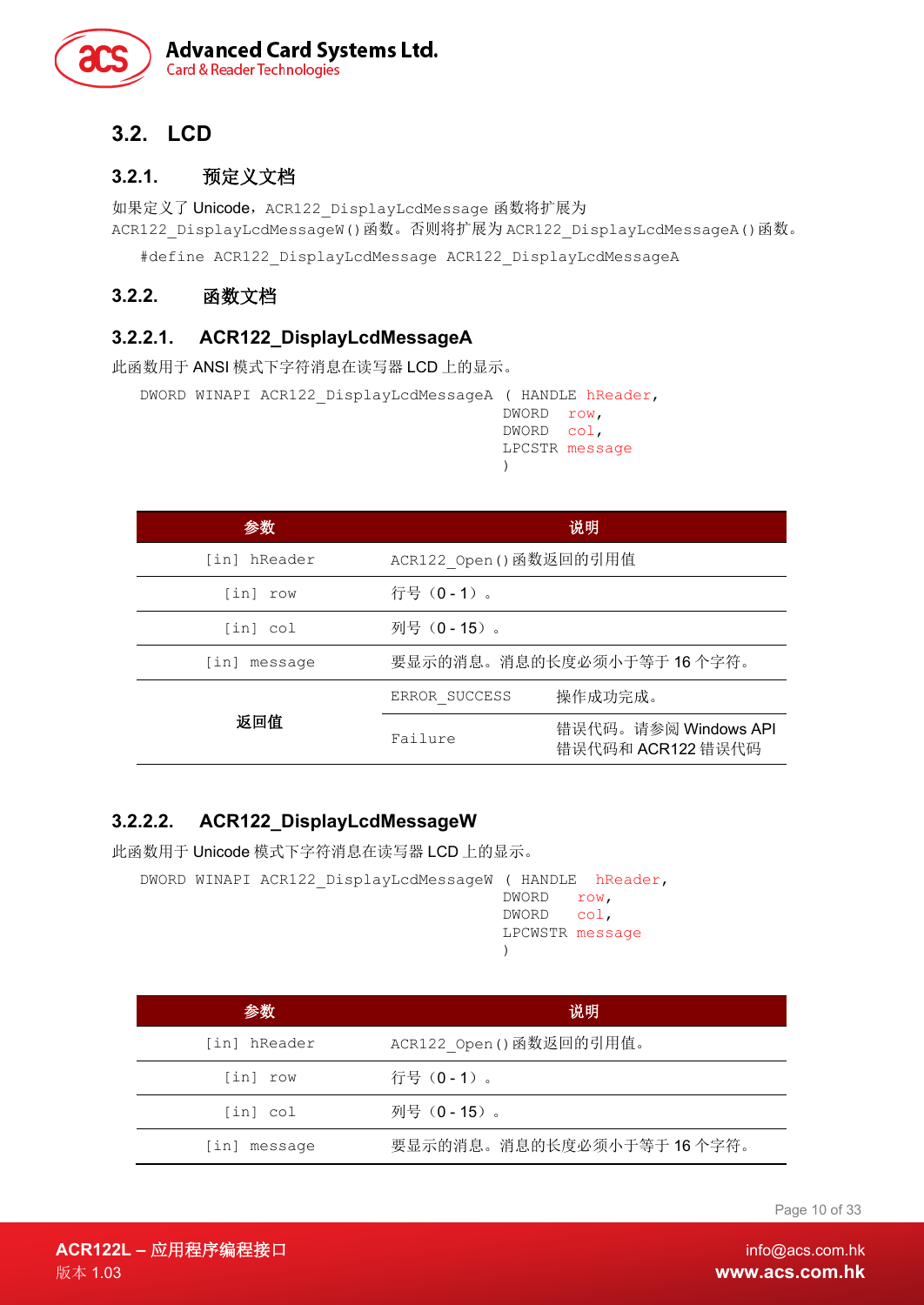## 3.2. LCD

### 3.2.1. 预定义文档

如果定义了 Unicode，ACR122_DisplayLcdMessage 函数将扩展为 ACR122_DisplayLcdMessageW()函数。否则将扩展为 ACR122_DisplayLcdMessageA()函数。

```
#define ACR122_DisplayLcdMessage ACR122_DisplayLcdMessageA
```

### 3.2.2. 函数文档

#### 3.2.2.1. ACR122_DisplayLcdMessageA

此函数用于 ANSI 模式下字符消息在读写器 LCD 上的显示。

```
DWORD WINAPI ACR122_DisplayLcdMessageA ( HANDLE hReader,
                                         DWORD  row,
                                         DWORD  col,
                                         LPCSTR message
                                         )
```

| 参数 | 说明 | |
|---|---|---|
| [in] hReader | ACR122_Open()函数返回的引用值 | |
| [in] row | 行号（0 - 1）。 | |
| [in] col | 列号（0 - 15）。 | |
| [in] message | 要显示的消息。消息的长度必须小于等于 16 个字符。 | |
| 返回值 | ERROR_SUCCESS | 操作成功完成。 |
| | Failure | 错误代码。请参阅 Windows API 错误代码和 ACR122 错误代码 |

#### 3.2.2.2. ACR122_DisplayLcdMessageW

此函数用于 Unicode 模式下字符消息在读写器 LCD 上的显示。

```
DWORD WINAPI ACR122_DisplayLcdMessageW ( HANDLE  hReader,
                                         DWORD   row,
                                         DWORD   col,
                                         LPCWSTR message
                                         )
```

| 参数 | 说明 |
|---|---|
| [in] hReader | ACR122_Open()函数返回的引用值。 |
| [in] row | 行号（0 - 1）。 |
| [in] col | 列号（0 - 15）。 |
| [in] message | 要显示的消息。消息的长度必须小于等于 16 个字符。 |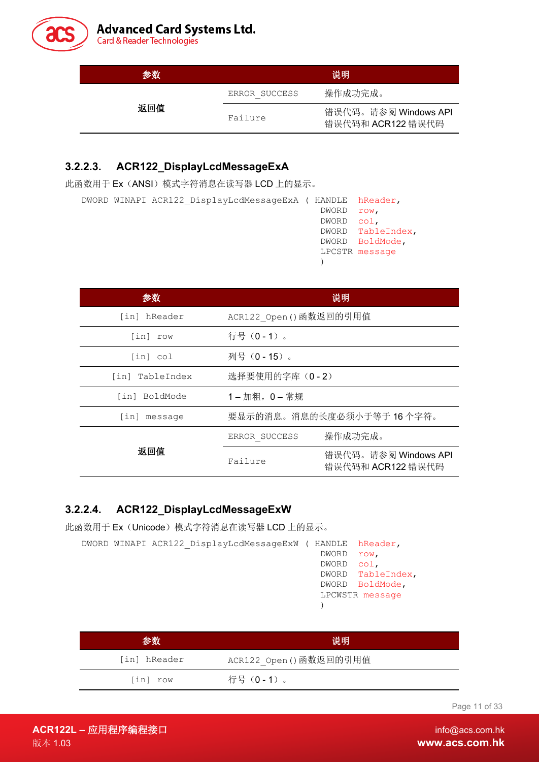| 参数 | 说明 | |
|---|---|---|
| 返回值 | ERROR_SUCCESS | 操作成功完成。 |
| | Failure | 错误代码。请参阅 Windows API 错误代码和 ACR122 错误代码 |

### 3.2.2.3. ACR122_DisplayLcdMessageExA

此函数用于 Ex（ANSI）模式字符消息在读写器 LCD 上的显示。

```
DWORD WINAPI ACR122_DisplayLcdMessageExA ( HANDLE  hReader,
                                            DWORD   row,
                                            DWORD   col,
                                            DWORD   TableIndex,
                                            DWORD   BoldMode,
                                            LPCSTR  message
                                            )
```

| 参数 | 说明 | |
|---|---|---|
| [in] hReader | ACR122_Open()函数返回的引用值 | |
| [in] row | 行号（0 - 1）。 | |
| [in] col | 列号（0 - 15）。 | |
| [in] TableIndex | 选择要使用的字库（0 - 2） | |
| [in] BoldMode | 1 – 加粗，0 – 常规 | |
| [in] message | 要显示的消息。消息的长度必须小于等于 16 个字符。 | |
| 返回值 | ERROR_SUCCESS | 操作成功完成。 |
| | Failure | 错误代码。请参阅 Windows API 错误代码和 ACR122 错误代码 |

### 3.2.2.4. ACR122_DisplayLcdMessageExW

此函数用于 Ex（Unicode）模式字符消息在读写器 LCD 上的显示。

```
DWORD WINAPI ACR122_DisplayLcdMessageExW ( HANDLE  hReader,
                                            DWORD   row,
                                            DWORD   col,
                                            DWORD   TableIndex,
                                            DWORD   BoldMode,
                                            LPCWSTR message
                                            )
```

| 参数 | 说明 |
|---|---|
| [in] hReader | ACR122_Open()函数返回的引用值 |
| [in] row | 行号（0 - 1）。 |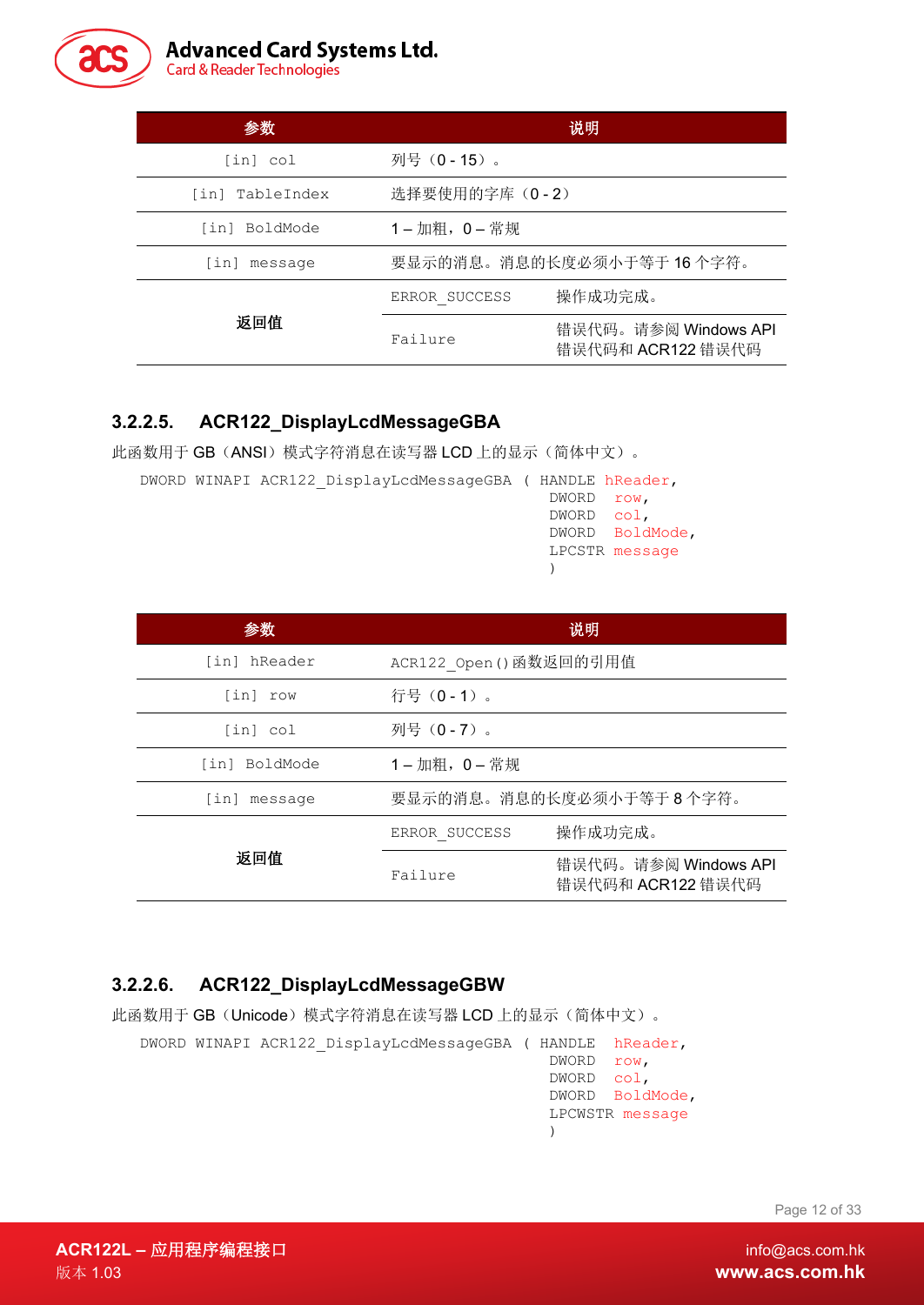| 参数 | 说明 | |
|---|---|---|
| [in] col | 列号（0 - 15）。 | |
| [in] TableIndex | 选择要使用的字库（0 - 2） | |
| [in] BoldMode | 1 – 加粗，0 – 常规 | |
| [in] message | 要显示的消息。消息的长度必须小于等于 16 个字符。 | |
| 返回值 | ERROR_SUCCESS | 操作成功完成。 |
| | Failure | 错误代码。请参阅 Windows API 错误代码和 ACR122 错误代码 |

### 3.2.2.5. ACR122_DisplayLcdMessageGBA

此函数用于 GB（ANSI）模式字符消息在读写器 LCD 上的显示（简体中文）。

```
DWORD WINAPI ACR122_DisplayLcdMessageGBA ( HANDLE hReader,
                                           DWORD  row,
                                           DWORD  col,
                                           DWORD  BoldMode,
                                           LPCSTR message
                                           )
```

| 参数 | 说明 | |
|---|---|---|
| [in] hReader | ACR122_Open()函数返回的引用值 | |
| [in] row | 行号（0 - 1）。 | |
| [in] col | 列号（0 - 7）。 | |
| [in] BoldMode | 1 – 加粗，0 – 常规 | |
| [in] message | 要显示的消息。消息的长度必须小于等于 8 个字符。 | |
| 返回值 | ERROR_SUCCESS | 操作成功完成。 |
| | Failure | 错误代码。请参阅 Windows API 错误代码和 ACR122 错误代码 |

### 3.2.2.6. ACR122_DisplayLcdMessageGBW

此函数用于 GB（Unicode）模式字符消息在读写器 LCD 上的显示（简体中文）。

```
DWORD WINAPI ACR122_DisplayLcdMessageGBA ( HANDLE  hReader,
                                           DWORD   row,
                                           DWORD   col,
                                           DWORD   BoldMode,
                                           LPCWSTR message
                                           )
```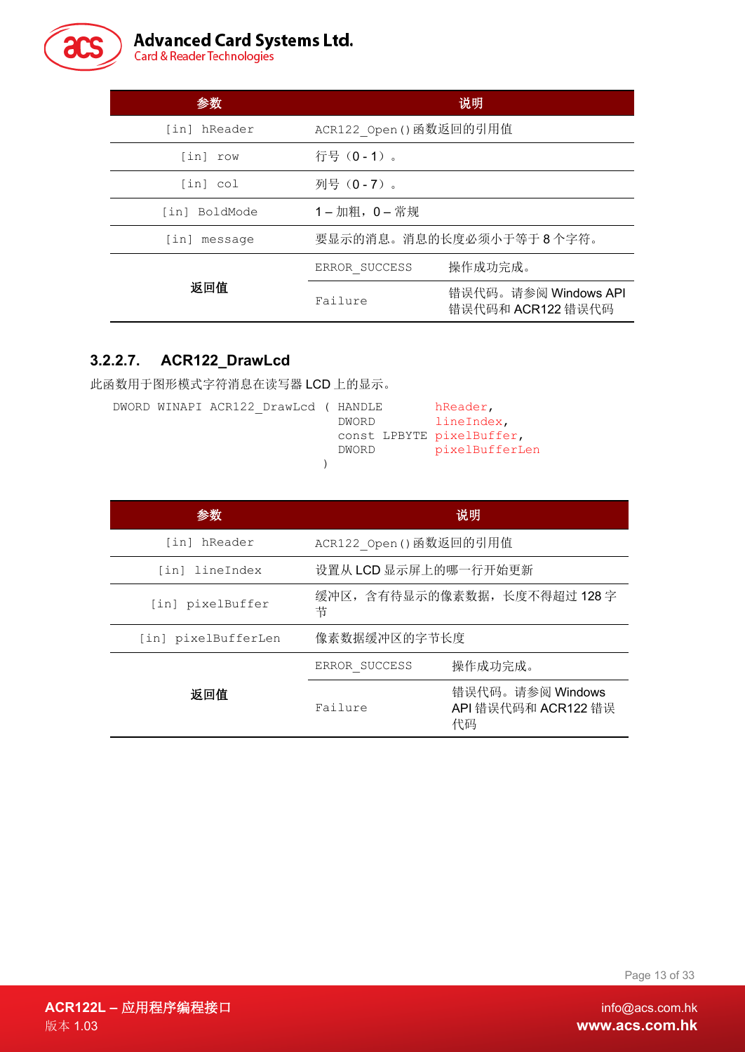| 参数 | 说明 | |
|---|---|---|
| [in] hReader | ACR122_Open()函数返回的引用值 | |
| [in] row | 行号（0 - 1）。 | |
| [in] col | 列号（0 - 7）。 | |
| [in] BoldMode | 1 – 加粗，0 – 常规 | |
| [in] message | 要显示的消息。消息的长度必须小于等于 8 个字符。 | |
| **返回值** | ERROR_SUCCESS | 操作成功完成。 |
| | Failure | 错误代码。请参阅 Windows API 错误代码和 ACR122 错误代码 |

### 3.2.2.7. ACR122_DrawLcd

此函数用于图形模式字符消息在读写器 LCD 上的显示。

```
DWORD WINAPI ACR122_DrawLcd ( HANDLE       hReader,
                              DWORD        lineIndex,
                              const LPBYTE pixelBuffer,
                              DWORD        pixelBufferLen
                            )
```

| 参数 | 说明 | |
|---|---|---|
| [in] hReader | ACR122_Open()函数返回的引用值 | |
| [in] lineIndex | 设置从 LCD 显示屏上的哪一行开始更新 | |
| [in] pixelBuffer | 缓冲区，含有待显示的像素数据，长度不得超过 128 字节 | |
| [in] pixelBufferLen | 像素数据缓冲区的字节长度 | |
| **返回值** | ERROR_SUCCESS | 操作成功完成。 |
| | Failure | 错误代码。请参阅 Windows API 错误代码和 ACR122 错误代码 |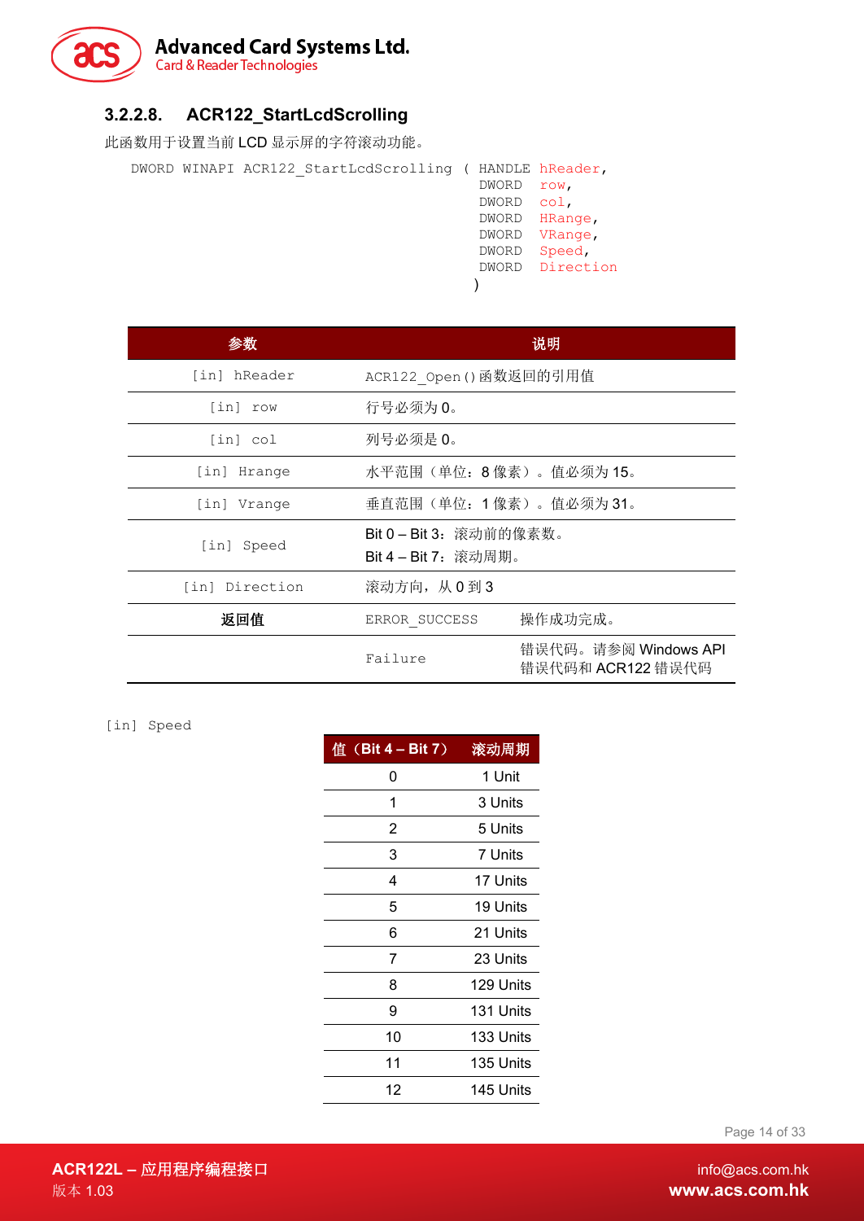### 3.2.2.8. ACR122_StartLcdScrolling

此函数用于设置当前 LCD 显示屏的字符滚动功能。

```
DWORD WINAPI ACR122_StartLcdScrolling ( HANDLE hReader,
                                         DWORD  row,
                                         DWORD  col,
                                         DWORD  HRange,
                                         DWORD  VRange,
                                         DWORD  Speed,
                                         DWORD  Direction
                                       )
```

| 参数 | 说明 | |
|---|---|---|
| [in] hReader | ACR122_Open()函数返回的引用值 | |
| [in] row | 行号必须为 0。 | |
| [in] col | 列号必须是 0。 | |
| [in] Hrange | 水平范围（单位：8 像素）。值必须为 15。 | |
| [in] Vrange | 垂直范围（单位：1 像素）。值必须为 31。 | |
| [in] Speed | Bit 0 – Bit 3：滚动前的像素数。<br>Bit 4 – Bit 7：滚动周期。 | |
| [in] Direction | 滚动方向，从 0 到 3 | |
| **返回值** | ERROR_SUCCESS | 操作成功完成。 |
| | Failure | 错误代码。请参阅 Windows API 错误代码和 ACR122 错误代码 |

[in] Speed

| 值（Bit 4 – Bit 7） | 滚动周期 |
|---|---|
| 0 | 1 Unit |
| 1 | 3 Units |
| 2 | 5 Units |
| 3 | 7 Units |
| 4 | 17 Units |
| 5 | 19 Units |
| 6 | 21 Units |
| 7 | 23 Units |
| 8 | 129 Units |
| 9 | 131 Units |
| 10 | 133 Units |
| 11 | 135 Units |
| 12 | 145 Units |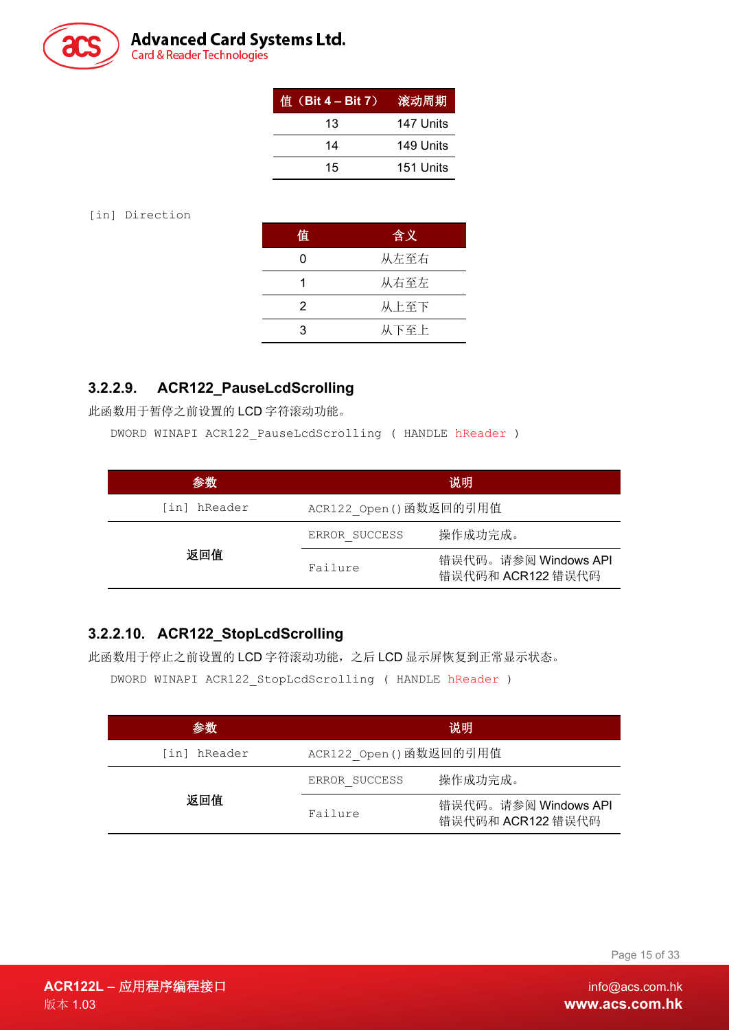| 值（Bit 4 – Bit 7） | 滚动周期 |
|---|---|
| 13 | 147 Units |
| 14 | 149 Units |
| 15 | 151 Units |

[in] Direction

| 值 | 含义 |
|---|---|
| 0 | 从左至右 |
| 1 | 从右至左 |
| 2 | 从上至下 |
| 3 | 从下至上 |

### 3.2.2.9. ACR122_PauseLcdScrolling

此函数用于暂停之前设置的 LCD 字符滚动功能。

```
DWORD WINAPI ACR122_PauseLcdScrolling ( HANDLE hReader )
```

| 参数 | 说明 | |
|---|---|---|
| [in] hReader | ACR122_Open()函数返回的引用值 | |
| 返回值 | ERROR_SUCCESS | 操作成功完成。 |
| | Failure | 错误代码。请参阅 Windows API 错误代码和 ACR122 错误代码 |

### 3.2.2.10. ACR122_StopLcdScrolling

此函数用于停止之前设置的 LCD 字符滚动功能，之后 LCD 显示屏恢复到正常显示状态。

```
DWORD WINAPI ACR122_StopLcdScrolling ( HANDLE hReader )
```

| 参数 | 说明 | |
|---|---|---|
| [in] hReader | ACR122_Open()函数返回的引用值 | |
| 返回值 | ERROR_SUCCESS | 操作成功完成。 |
| | Failure | 错误代码。请参阅 Windows API 错误代码和 ACR122 错误代码 |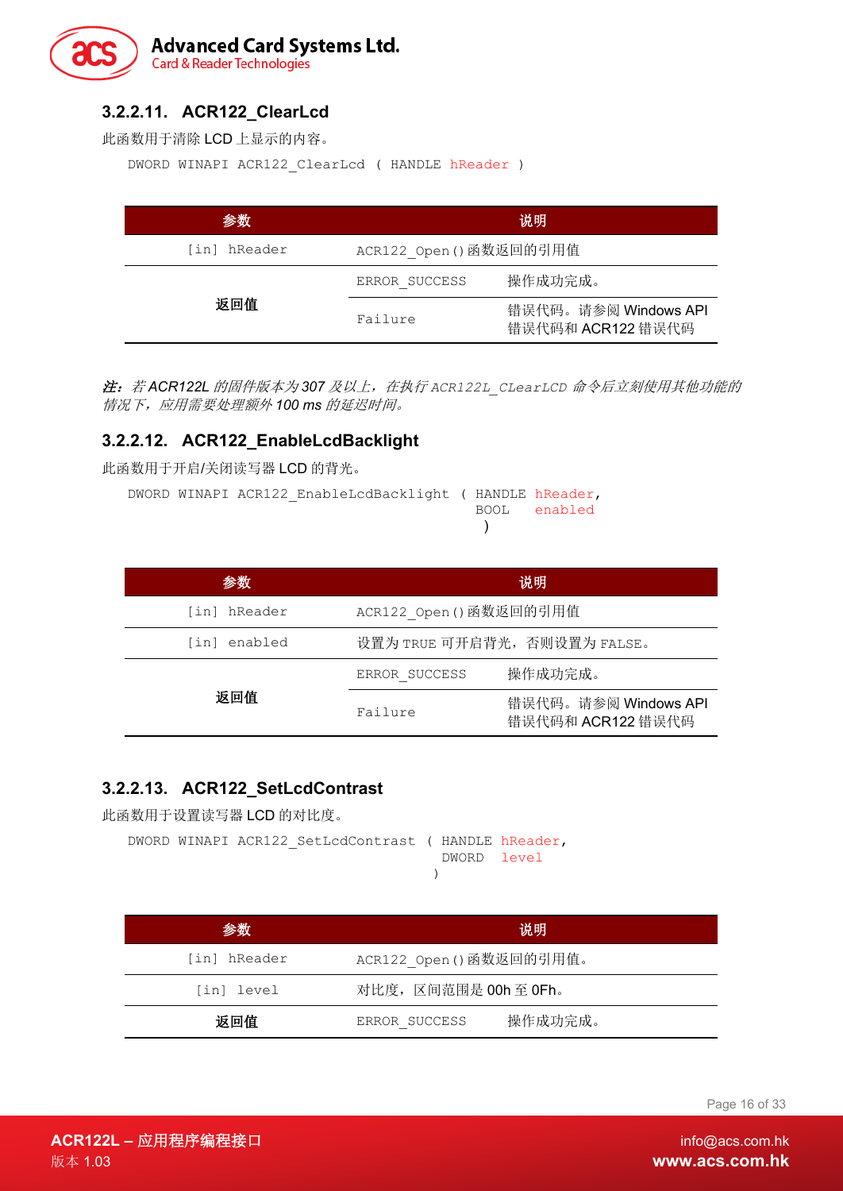### 3.2.2.11. ACR122_ClearLcd

此函数用于清除 LCD 上显示的内容。

```
DWORD WINAPI ACR122_ClearLcd ( HANDLE hReader )
```

| 参数 | 说明 | |
|---|---|---|
| [in] hReader | ACR122_Open()函数返回的引用值 | |
| 返回值 | ERROR_SUCCESS | 操作成功完成。 |
| | Failure | 错误代码。请参阅 Windows API 错误代码和 ACR122 错误代码 |

***注：** 若 ACR122L 的固件版本为 307 及以上，在执行 ACR122L_ClearLCD 命令后立刻使用其他功能的情况下，应用需要处理额外 100 ms 的延迟时间。*

### 3.2.2.12. ACR122_EnableLcdBacklight

此函数用于开启/关闭读写器 LCD 的背光。

```
DWORD WINAPI ACR122_EnableLcdBacklight ( HANDLE hReader,
                                         BOOL   enabled
                                       )
```

| 参数 | 说明 | |
|---|---|---|
| [in] hReader | ACR122_Open()函数返回的引用值 | |
| [in] enabled | 设置为 TRUE 可开启背光，否则设置为 FALSE。 | |
| 返回值 | ERROR_SUCCESS | 操作成功完成。 |
| | Failure | 错误代码。请参阅 Windows API 错误代码和 ACR122 错误代码 |

### 3.2.2.13. ACR122_SetLcdContrast

此函数用于设置读写器 LCD 的对比度。

```
DWORD WINAPI ACR122_SetLcdContrast ( HANDLE hReader,
                                     DWORD  level
                                   )
```

| 参数 | 说明 | |
|---|---|---|
| [in] hReader | ACR122_Open()函数返回的引用值。 | |
| [in] level | 对比度，区间范围是 00h 至 0Fh。 | |
| 返回值 | ERROR_SUCCESS | 操作成功完成。 |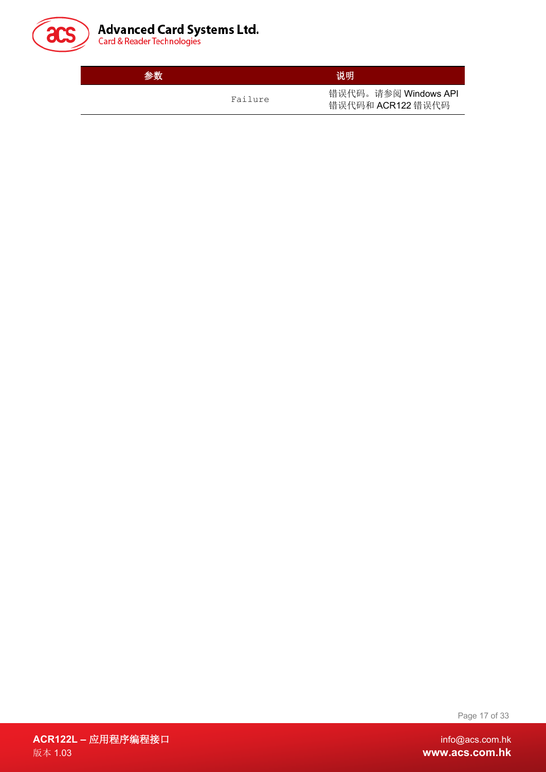| 参数 | 说明 |
| --- | --- |
| `Failure` | 错误代码。请参阅 Windows API 错误代码和 ACR122 错误代码 |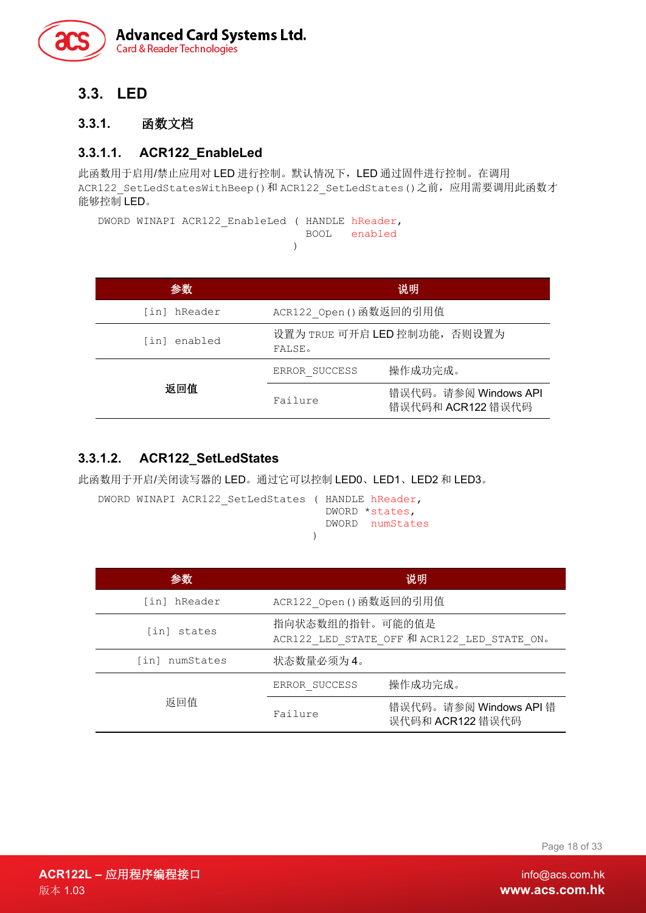## 3.3. LED

### 3.3.1. 函数文档

#### 3.3.1.1. ACR122_EnableLed

此函数用于启用/禁止应用对 LED 进行控制。默认情况下，LED 通过固件进行控制。在调用 ACR122_SetLedStatesWithBeep()和 ACR122_SetLedStates()之前，应用需要调用此函数才能够控制 LED。

```
DWORD WINAPI ACR122_EnableLed ( HANDLE hReader,
                                BOOL   enabled
                              )
```

| 参数 | 说明 | |
|---|---|---|
| [in] hReader | ACR122_Open()函数返回的引用值 | |
| [in] enabled | 设置为 TRUE 可开启 LED 控制功能，否则设置为 FALSE。 | |
| **返回值** | ERROR_SUCCESS | 操作成功完成。 |
| | Failure | 错误代码。请参阅 Windows API 错误代码和 ACR122 错误代码 |

#### 3.3.1.2. ACR122_SetLedStates

此函数用于开启/关闭读写器的 LED。通过它可以控制 LED0、LED1、LED2 和 LED3。

```
DWORD WINAPI ACR122_SetLedStates ( HANDLE hReader,
                                   DWORD *states,
                                   DWORD  numStates
                                 )
```

| 参数 | 说明 | |
|---|---|---|
| [in] hReader | ACR122_Open()函数返回的引用值 | |
| [in] states | 指向状态数组的指针。可能的值是 ACR122_LED_STATE_OFF 和 ACR122_LED_STATE_ON。 | |
| [in] numStates | 状态数量必须为 4。 | |
| 返回值 | ERROR_SUCCESS | 操作成功完成。 |
| | Failure | 错误代码。请参阅 Windows API 错误代码和 ACR122 错误代码 |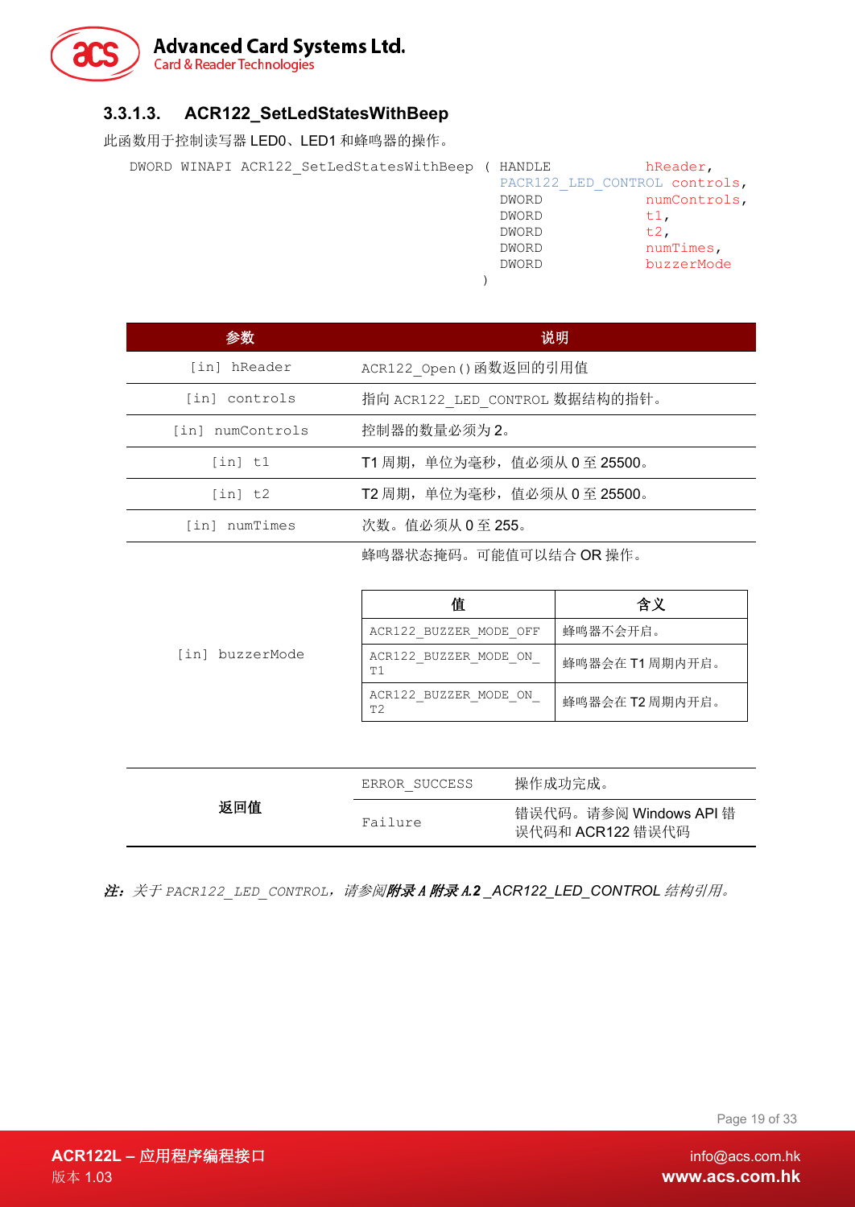### 3.3.1.3. ACR122_SetLedStatesWithBeep

此函数用于控制读写器 LED0、LED1 和蜂鸣器的操作。

```
DWORD WINAPI ACR122_SetLedStatesWithBeep ( HANDLE            hReader,
                                           PACR122_LED_CONTROL controls,
                                           DWORD             numControls,
                                           DWORD             t1,
                                           DWORD             t2,
                                           DWORD             numTimes,
                                           DWORD             buzzerMode
                                         )
```

| 参数 | 说明 |
|---|---|
| [in] hReader | ACR122_Open()函数返回的引用值 |
| [in] controls | 指向 ACR122_LED_CONTROL 数据结构的指针。 |
| [in] numControls | 控制器的数量必须为 2。 |
| [in] t1 | T1 周期，单位为毫秒，值必须从 0 至 25500。 |
| [in] t2 | T2 周期，单位为毫秒，值必须从 0 至 25500。 |
| [in] numTimes | 次数。值必须从 0 至 255。 |
| [in] buzzerMode | 蜂鸣器状态掩码。可能值可以结合 OR 操作。<br>值 / 含义：<br>ACR122_BUZZER_MODE_OFF：蜂鸣器不会开启。<br>ACR122_BUZZER_MODE_ON_T1：蜂鸣器会在 T1 周期内开启。<br>ACR122_BUZZER_MODE_ON_T2：蜂鸣器会在 T2 周期内开启。 |

| 值 | 含义 |
|---|---|
| ACR122_BUZZER_MODE_OFF | 蜂鸣器不会开启。 |
| ACR122_BUZZER_MODE_ON_T1 | 蜂鸣器会在 T1 周期内开启。 |
| ACR122_BUZZER_MODE_ON_T2 | 蜂鸣器会在 T2 周期内开启。 |

| 返回值 | | |
|---|---|---|
| 返回值 | ERROR_SUCCESS | 操作成功完成。 |
| | Failure | 错误代码。请参阅 Windows API 错误代码和 ACR122 错误代码 |

***注：****关于 PACR122_LED_CONTROL，请参阅****附录 A 附录 A.2** *_ACR122_LED_CONTROL 结构引用。*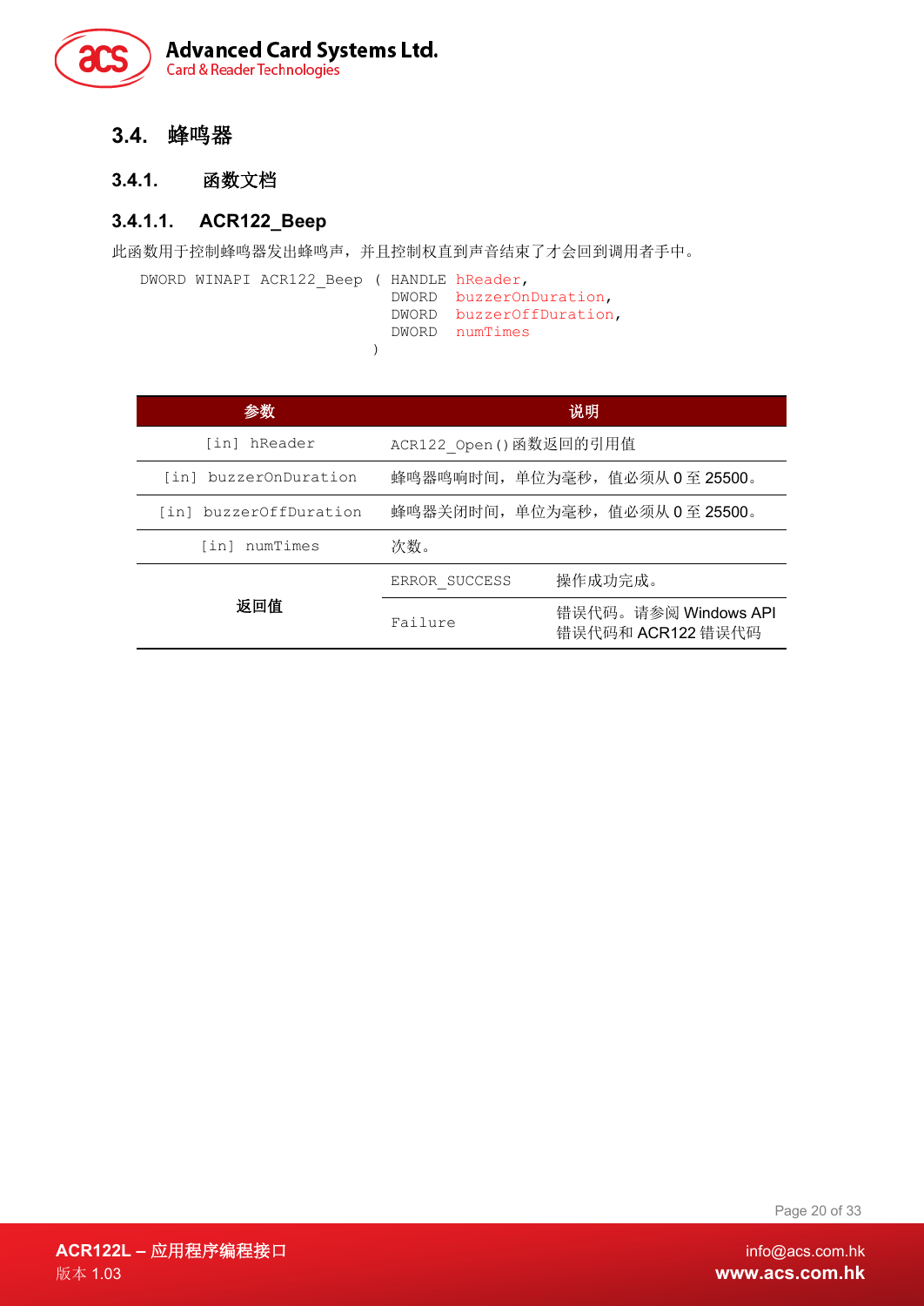## 3.4. 蜂鸣器

### 3.4.1. 函数文档

#### 3.4.1.1. ACR122_Beep

此函数用于控制蜂鸣器发出蜂鸣声，并且控制权直到声音结束了才会回到调用者手中。

```
DWORD WINAPI ACR122_Beep ( HANDLE hReader,
                           DWORD  buzzerOnDuration,
                           DWORD  buzzerOffDuration,
                           DWORD  numTimes
                         )
```

| 参数 | 说明 | |
|---|---|---|
| [in] hReader | ACR122_Open()函数返回的引用值 | |
| [in] buzzerOnDuration | 蜂鸣器鸣响时间，单位为毫秒，值必须从 0 至 25500。 | |
| [in] buzzerOffDuration | 蜂鸣器关闭时间，单位为毫秒，值必须从 0 至 25500。 | |
| [in] numTimes | 次数。 | |
| **返回值** | ERROR_SUCCESS | 操作成功完成。 |
| | Failure | 错误代码。请参阅 Windows API 错误代码和 ACR122 错误代码 |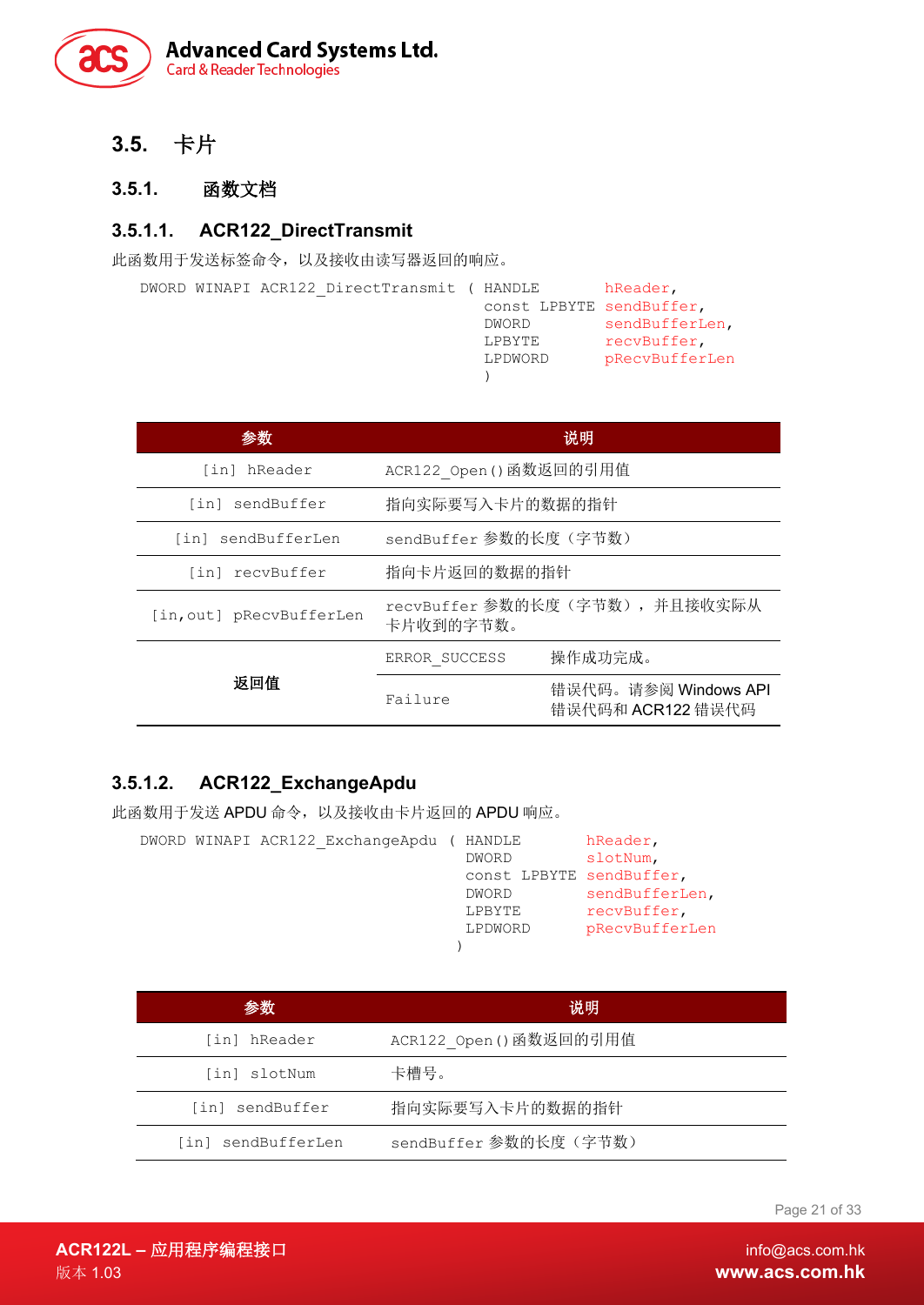## 3.5. 卡片

### 3.5.1. 函数文档

#### 3.5.1.1. ACR122_DirectTransmit

此函数用于发送标签命令，以及接收由读写器返回的响应。

```
DWORD WINAPI ACR122_DirectTransmit ( HANDLE       hReader,
                                     const LPBYTE sendBuffer,
                                     DWORD        sendBufferLen,
                                     LPBYTE       recvBuffer,
                                     LPDWORD      pRecvBufferLen
                                     )
```

| 参数 | 说明 | |
|---|---|---|
| [in] hReader | ACR122_Open()函数返回的引用值 | |
| [in] sendBuffer | 指向实际要写入卡片的数据的指针 | |
| [in] sendBufferLen | sendBuffer 参数的长度（字节数） | |
| [in] recvBuffer | 指向卡片返回的数据的指针 | |
| [in,out] pRecvBufferLen | recvBuffer 参数的长度（字节数），并且接收实际从卡片收到的字节数。 | |
| 返回值 | ERROR_SUCCESS | 操作成功完成。 |
| | Failure | 错误代码。请参阅 Windows API 错误代码和 ACR122 错误代码 |

#### 3.5.1.2. ACR122_ExchangeApdu

此函数用于发送 APDU 命令，以及接收由卡片返回的 APDU 响应。

```
DWORD WINAPI ACR122_ExchangeApdu ( HANDLE       hReader,
                                   DWORD        slotNum,
                                   const LPBYTE sendBuffer,
                                   DWORD        sendBufferLen,
                                   LPBYTE       recvBuffer,
                                   LPDWORD      pRecvBufferLen
                                  )
```

| 参数 | 说明 |
|---|---|
| [in] hReader | ACR122_Open()函数返回的引用值 |
| [in] slotNum | 卡槽号。 |
| [in] sendBuffer | 指向实际要写入卡片的数据的指针 |
| [in] sendBufferLen | sendBuffer 参数的长度（字节数） |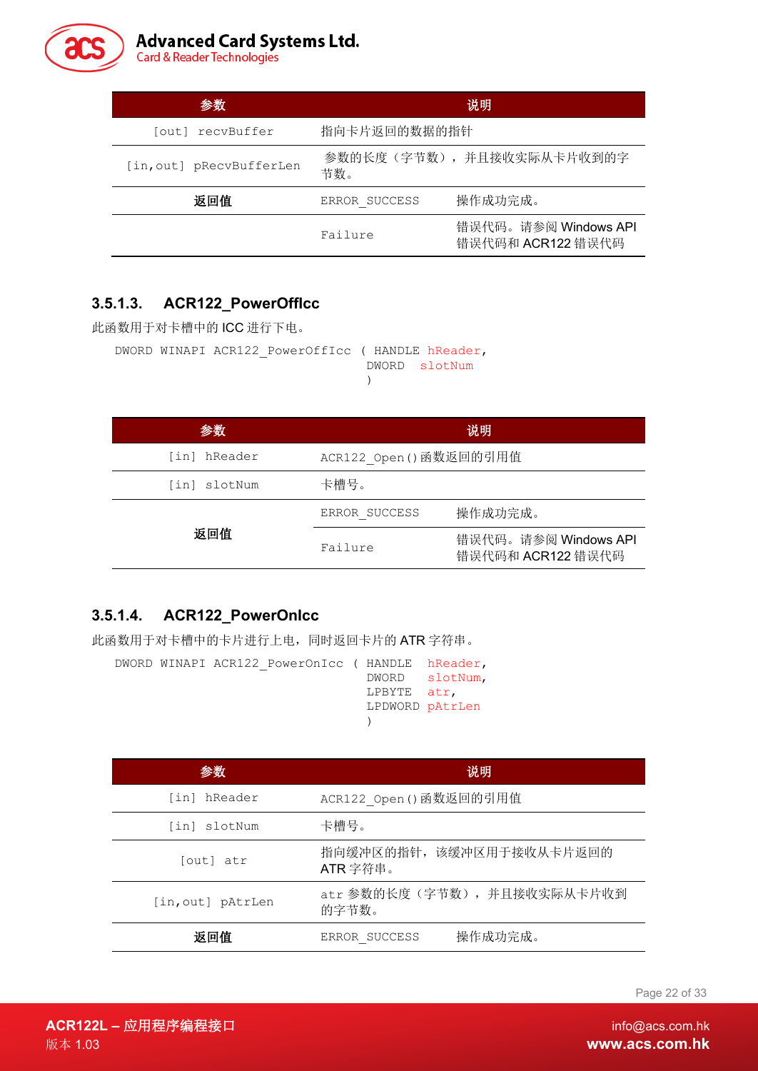| 参数 | 说明 | |
|---|---|---|
| [out] recvBuffer | 指向卡片返回的数据的指针 | |
| [in,out] pRecvBufferLen | 参数的长度（字节数），并且接收实际从卡片收到的字节数。 | |
| **返回值** | ERROR_SUCCESS | 操作成功完成。 |
| | Failure | 错误代码。请参阅 Windows API 错误代码和 ACR122 错误代码 |

### 3.5.1.3. ACR122_PowerOffIcc

此函数用于对卡槽中的 ICC 进行下电。

```
DWORD WINAPI ACR122_PowerOffIcc ( HANDLE hReader,
                                  DWORD  slotNum
                                )
```

| 参数 | 说明 | |
|---|---|---|
| [in] hReader | ACR122_Open()函数返回的引用值 | |
| [in] slotNum | 卡槽号。 | |
| **返回值** | ERROR_SUCCESS | 操作成功完成。 |
| | Failure | 错误代码。请参阅 Windows API 错误代码和 ACR122 错误代码 |

### 3.5.1.4. ACR122_PowerOnIcc

此函数用于对卡槽中的卡片进行上电，同时返回卡片的 ATR 字符串。

```
DWORD WINAPI ACR122_PowerOnIcc ( HANDLE  hReader,
                                 DWORD   slotNum,
                                 LPBYTE  atr,
                                 LPDWORD pAtrLen
                               )
```

| 参数 | 说明 | |
|---|---|---|
| [in] hReader | ACR122_Open()函数返回的引用值 | |
| [in] slotNum | 卡槽号。 | |
| [out] atr | 指向缓冲区的指针，该缓冲区用于接收从卡片返回的 ATR 字符串。 | |
| [in,out] pAtrLen | atr 参数的长度（字节数），并且接收实际从卡片收到的字节数。 | |
| **返回值** | ERROR_SUCCESS | 操作成功完成。 |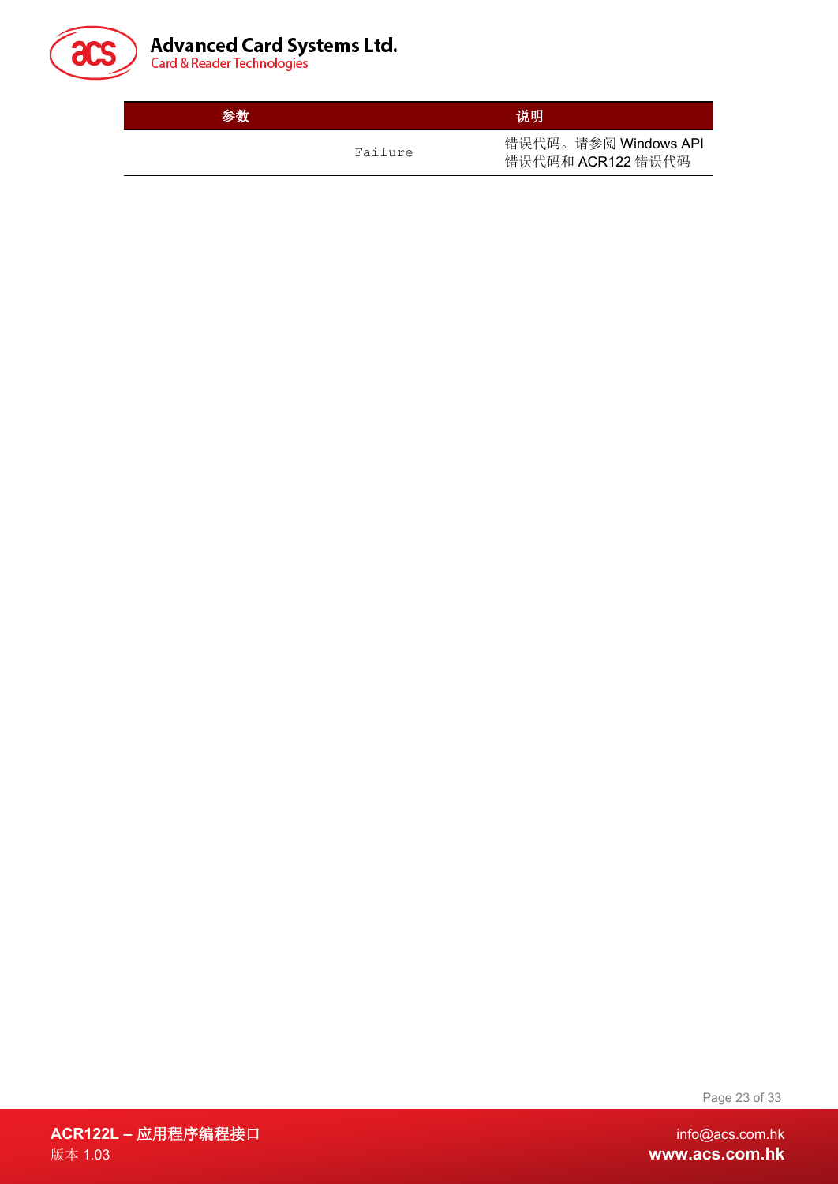| 参数 | 说明 |
| --- | --- |
| Failure | 错误代码。请参阅 Windows API 错误代码和 ACR122 错误代码 |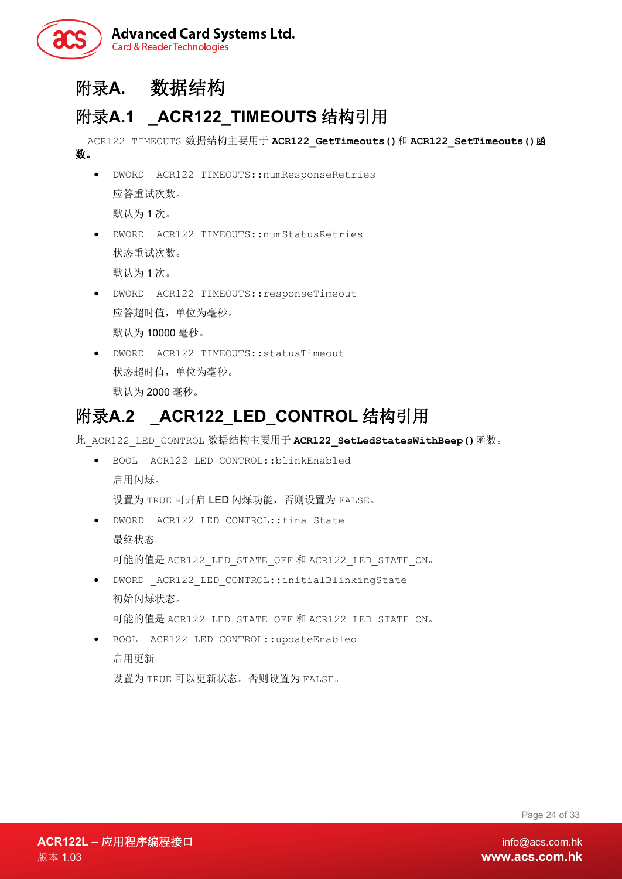# 附录A. 数据结构

## 附录A.1 _ACR122_TIMEOUTS 结构引用

_ACR122_TIMEOUTS 数据结构主要用于 **ACR122_GetTimeouts()**和 **ACR122_SetTimeouts()**函数。

- DWORD _ACR122_TIMEOUTS::numResponseRetries

  应答重试次数。

  默认为 1 次。

- DWORD _ACR122_TIMEOUTS::numStatusRetries

  状态重试次数。

  默认为 1 次。

- DWORD _ACR122_TIMEOUTS::responseTimeout

  应答超时值，单位为毫秒。

  默认为 10000 毫秒。

- DWORD _ACR122_TIMEOUTS::statusTimeout

  状态超时值，单位为毫秒。

  默认为 2000 毫秒。

## 附录A.2 _ACR122_LED_CONTROL 结构引用

此_ACR122_LED_CONTROL 数据结构主要用于 **ACR122_SetLedStatesWithBeep()**函数。

- BOOL _ACR122_LED_CONTROL::blinkEnabled

  启用闪烁。

  设置为 TRUE 可开启 LED 闪烁功能，否则设置为 FALSE。

- DWORD _ACR122_LED_CONTROL::finalState

  最终状态。

  可能的值是 ACR122_LED_STATE_OFF 和 ACR122_LED_STATE_ON。

- DWORD _ACR122_LED_CONTROL::initialBlinkingState

  初始闪烁状态。

  可能的值是 ACR122_LED_STATE_OFF 和 ACR122_LED_STATE_ON。

- BOOL _ACR122_LED_CONTROL::updateEnabled

  启用更新。

  设置为 TRUE 可以更新状态。否则设置为 FALSE。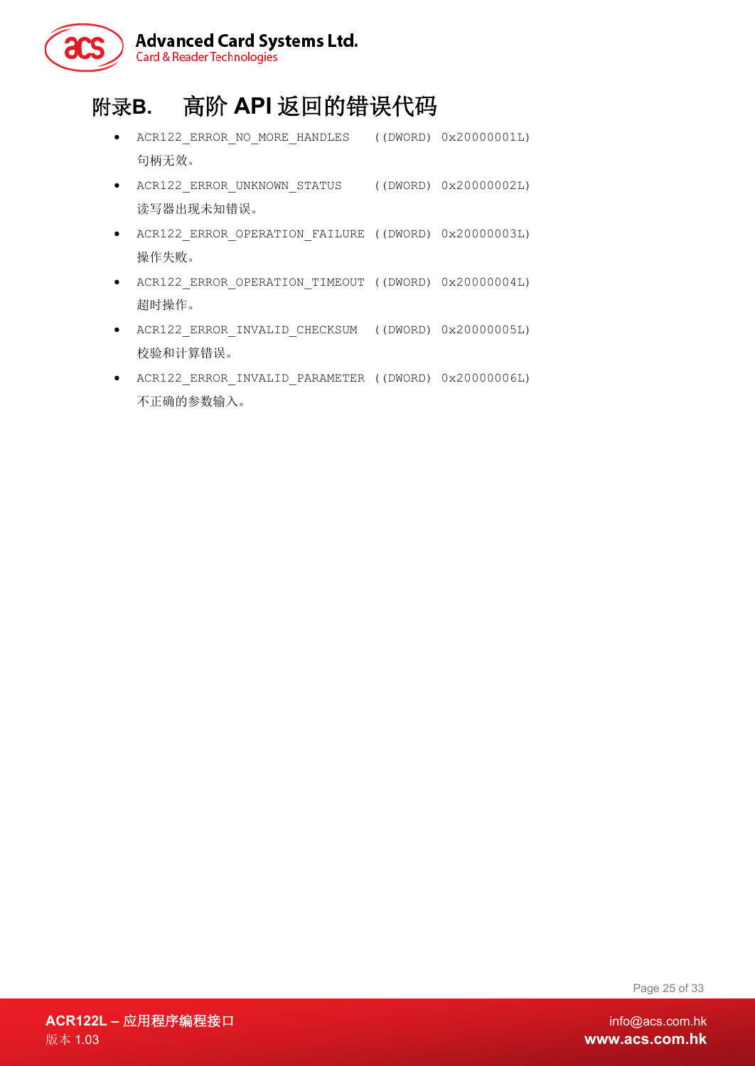# 附录B. 高阶 API 返回的错误代码

- `ACR122_ERROR_NO_MORE_HANDLES    ((DWORD) 0x20000001L)`
  句柄无效。
- `ACR122_ERROR_UNKNOWN_STATUS     ((DWORD) 0x20000002L)`
  读写器出现未知错误。
- `ACR122_ERROR_OPERATION_FAILURE ((DWORD) 0x20000003L)`
  操作失败。
- `ACR122_ERROR_OPERATION_TIMEOUT ((DWORD) 0x20000004L)`
  超时操作。
- `ACR122_ERROR_INVALID_CHECKSUM   ((DWORD) 0x20000005L)`
  校验和计算错误。
- `ACR122_ERROR_INVALID_PARAMETER ((DWORD) 0x20000006L)`
  不正确的参数输入。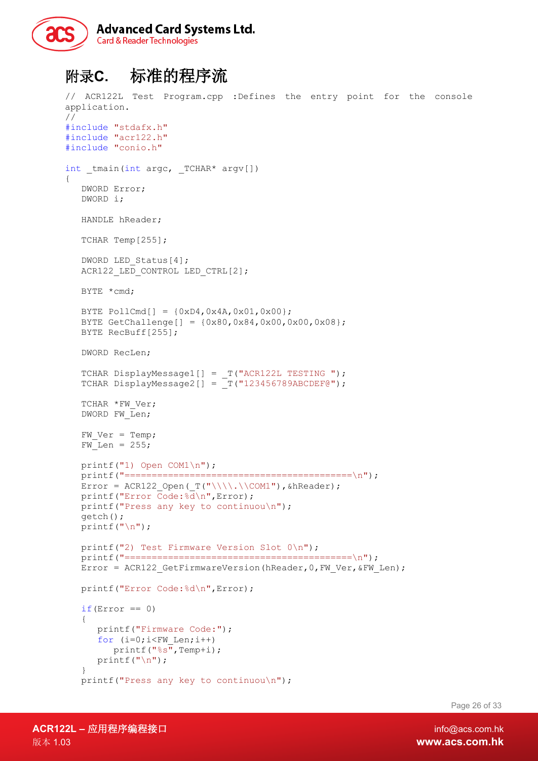# 附录C. 标准的程序流

```
// ACR122L Test Program.cpp :Defines the entry point for the console
application.
//
#include "stdafx.h"
#include "acr122.h"
#include "conio.h"

int _tmain(int argc, _TCHAR* argv[])
{
   DWORD Error;
   DWORD i;

   HANDLE hReader;

   TCHAR Temp[255];

   DWORD LED_Status[4];
   ACR122_LED_CONTROL LED_CTRL[2];

   BYTE *cmd;

   BYTE PollCmd[] = {0xD4,0x4A,0x01,0x00};
   BYTE GetChallenge[] = {0x80,0x84,0x00,0x00,0x08};
   BYTE RecBuff[255];

   DWORD RecLen;

   TCHAR DisplayMessage1[] = _T("ACR122L TESTING ");
   TCHAR DisplayMessage2[] = _T("123456789ABCDEF@");

   TCHAR *FW_Ver;
   DWORD FW_Len;

   FW_Ver = Temp;
   FW_Len = 255;

   printf("1) Open COM1\n");
   printf("===========================================\n");
   Error = ACR122_Open(_T("\\\\.\\COM1"),&hReader);
   printf("Error Code:%d\n",Error);
   printf("Press any key to continuou\n");
   getch();
   printf("\n");

   printf("2) Test Firmware Version Slot 0\n");
   printf("===========================================\n");
   Error = ACR122_GetFirmwareVersion(hReader,0,FW_Ver,&FW_Len);

   printf("Error Code:%d\n",Error);

   if(Error == 0)
   {
      printf("Firmware Code:");
      for (i=0;i<FW_Len;i++)
         printf("%s",Temp+i);
      printf("\n");
   }
   printf("Press any key to continuou\n");
```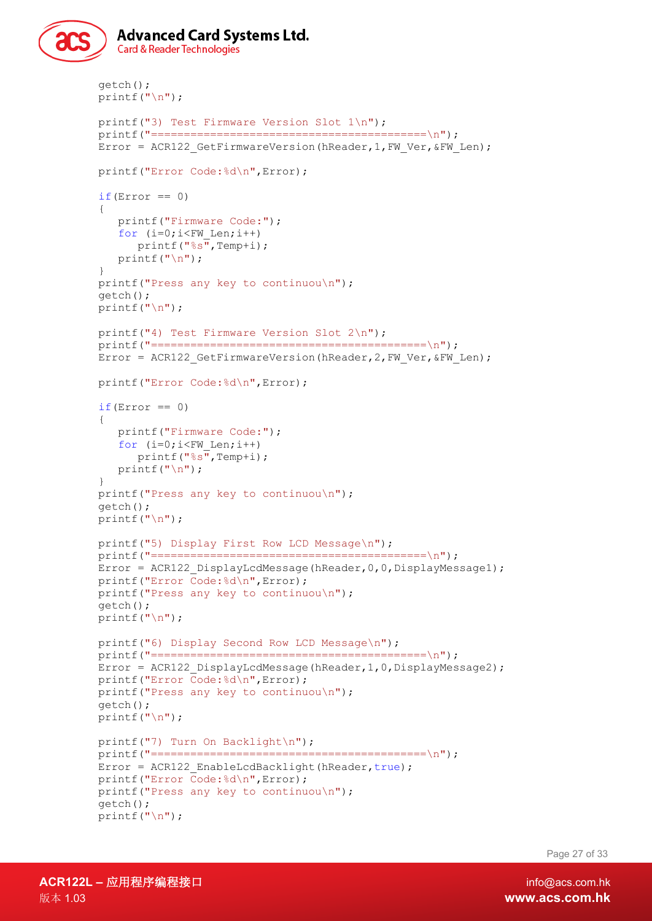```
getch();
printf("\n");

printf("3) Test Firmware Version Slot 1\n");
printf("==========================================\n");
Error = ACR122_GetFirmwareVersion(hReader,1,FW_Ver,&FW_Len);

printf("Error Code:%d\n",Error);

if(Error == 0)
{
   printf("Firmware Code:");
   for (i=0;i<FW_Len;i++)
      printf("%s",Temp+i);
   printf("\n");
}
printf("Press any key to continuou\n");
getch();
printf("\n");

printf("4) Test Firmware Version Slot 2\n");
printf("==========================================\n");
Error = ACR122_GetFirmwareVersion(hReader,2,FW_Ver,&FW_Len);

printf("Error Code:%d\n",Error);

if(Error == 0)
{
   printf("Firmware Code:");
   for (i=0;i<FW_Len;i++)
      printf("%s",Temp+i);
   printf("\n");
}
printf("Press any key to continuou\n");
getch();
printf("\n");

printf("5) Display First Row LCD Message\n");
printf("==========================================\n");
Error = ACR122_DisplayLcdMessage(hReader,0,0,DisplayMessage1);
printf("Error Code:%d\n",Error);
printf("Press any key to continuou\n");
getch();
printf("\n");

printf("6) Display Second Row LCD Message\n");
printf("==========================================\n");
Error = ACR122_DisplayLcdMessage(hReader,1,0,DisplayMessage2);
printf("Error Code:%d\n",Error);
printf("Press any key to continuou\n");
getch();
printf("\n");

printf("7) Turn On Backlight\n");
printf("==========================================\n");
Error = ACR122_EnableLcdBacklight(hReader,true);
printf("Error Code:%d\n",Error);
printf("Press any key to continuou\n");
getch();
printf("\n");
```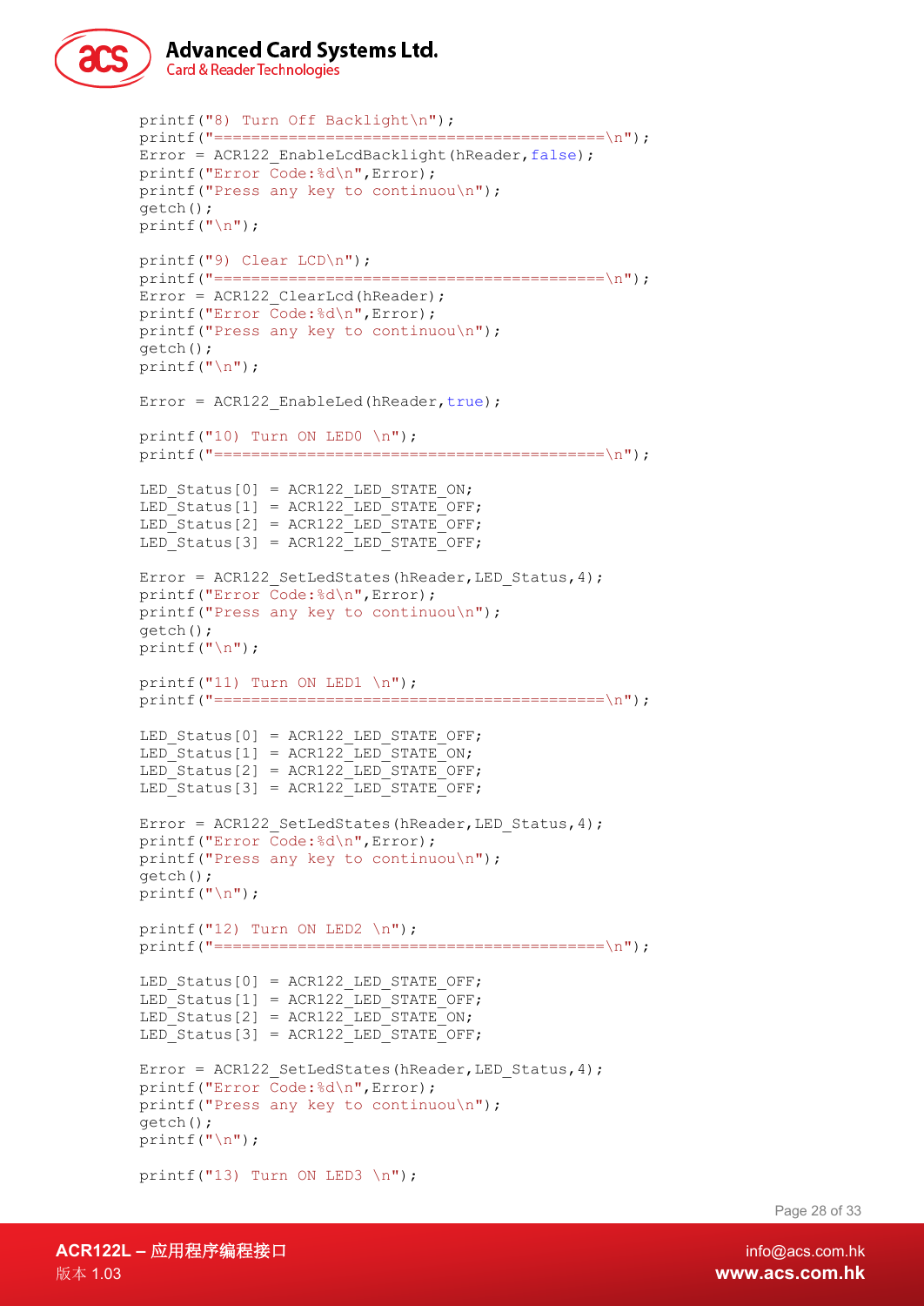```
printf("8) Turn Off Backlight\n");
printf("==========================================\n");
Error = ACR122_EnableLcdBacklight(hReader,false);
printf("Error Code:%d\n",Error);
printf("Press any key to continuou\n");
getch();
printf("\n");

printf("9) Clear LCD\n");
printf("==========================================\n");
Error = ACR122_ClearLcd(hReader);
printf("Error Code:%d\n",Error);
printf("Press any key to continuou\n");
getch();
printf("\n");

Error = ACR122_EnableLed(hReader,true);

printf("10) Turn ON LED0 \n");
printf("==========================================\n");

LED_Status[0] = ACR122_LED_STATE_ON;
LED_Status[1] = ACR122_LED_STATE_OFF;
LED_Status[2] = ACR122_LED_STATE_OFF;
LED_Status[3] = ACR122_LED_STATE_OFF;

Error = ACR122_SetLedStates(hReader,LED_Status,4);
printf("Error Code:%d\n",Error);
printf("Press any key to continuou\n");
getch();
printf("\n");

printf("11) Turn ON LED1 \n");
printf("==========================================\n");

LED_Status[0] = ACR122_LED_STATE_OFF;
LED_Status[1] = ACR122_LED_STATE_ON;
LED_Status[2] = ACR122_LED_STATE_OFF;
LED_Status[3] = ACR122_LED_STATE_OFF;

Error = ACR122_SetLedStates(hReader,LED_Status,4);
printf("Error Code:%d\n",Error);
printf("Press any key to continuou\n");
getch();
printf("\n");

printf("12) Turn ON LED2 \n");
printf("==========================================\n");

LED_Status[0] = ACR122_LED_STATE_OFF;
LED_Status[1] = ACR122_LED_STATE_OFF;
LED_Status[2] = ACR122_LED_STATE_ON;
LED_Status[3] = ACR122_LED_STATE_OFF;

Error = ACR122_SetLedStates(hReader,LED_Status,4);
printf("Error Code:%d\n",Error);
printf("Press any key to continuou\n");
getch();
printf("\n");

printf("13) Turn ON LED3 \n");
```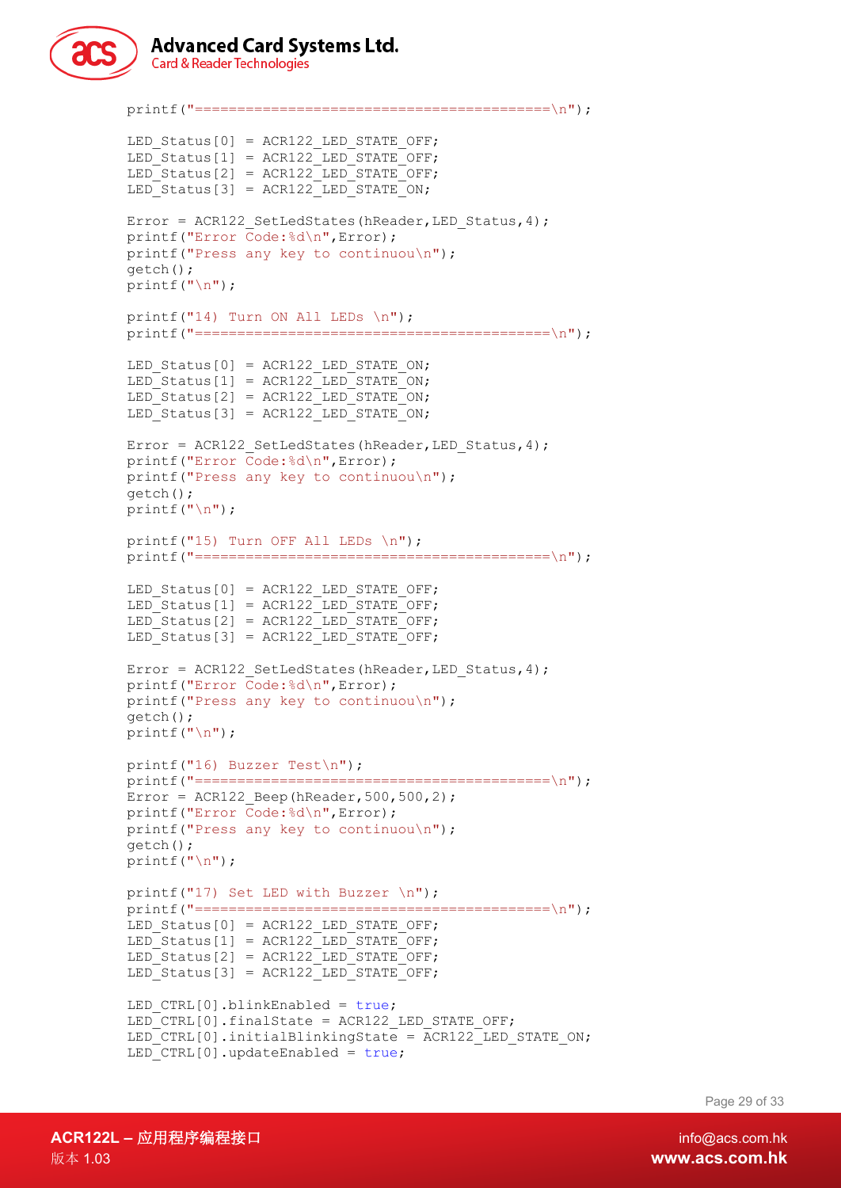```
printf("==========================================\n");

LED_Status[0] = ACR122_LED_STATE_OFF;
LED_Status[1] = ACR122_LED_STATE_OFF;
LED_Status[2] = ACR122_LED_STATE_OFF;
LED_Status[3] = ACR122_LED_STATE_ON;

Error = ACR122_SetLedStates(hReader,LED_Status,4);
printf("Error Code:%d\n",Error);
printf("Press any key to continuou\n");
getch();
printf("\n");

printf("14) Turn ON All LEDs \n");
printf("==========================================\n");

LED_Status[0] = ACR122_LED_STATE_ON;
LED_Status[1] = ACR122_LED_STATE_ON;
LED_Status[2] = ACR122_LED_STATE_ON;
LED_Status[3] = ACR122_LED_STATE_ON;

Error = ACR122_SetLedStates(hReader,LED_Status,4);
printf("Error Code:%d\n",Error);
printf("Press any key to continuou\n");
getch();
printf("\n");

printf("15) Turn OFF All LEDs \n");
printf("==========================================\n");

LED_Status[0] = ACR122_LED_STATE_OFF;
LED_Status[1] = ACR122_LED_STATE_OFF;
LED_Status[2] = ACR122_LED_STATE_OFF;
LED_Status[3] = ACR122_LED_STATE_OFF;

Error = ACR122_SetLedStates(hReader,LED_Status,4);
printf("Error Code:%d\n",Error);
printf("Press any key to continuou\n");
getch();
printf("\n");

printf("16) Buzzer Test\n");
printf("==========================================\n");
Error = ACR122_Beep(hReader,500,500,2);
printf("Error Code:%d\n",Error);
printf("Press any key to continuou\n");
getch();
printf("\n");

printf("17) Set LED with Buzzer \n");
printf("==========================================\n");
LED_Status[0] = ACR122_LED_STATE_OFF;
LED_Status[1] = ACR122_LED_STATE_OFF;
LED_Status[2] = ACR122_LED_STATE_OFF;
LED_Status[3] = ACR122_LED_STATE_OFF;

LED_CTRL[0].blinkEnabled = true;
LED_CTRL[0].finalState = ACR122_LED_STATE_OFF;
LED_CTRL[0].initialBlinkingState = ACR122_LED_STATE_ON;
LED_CTRL[0].updateEnabled = true;
```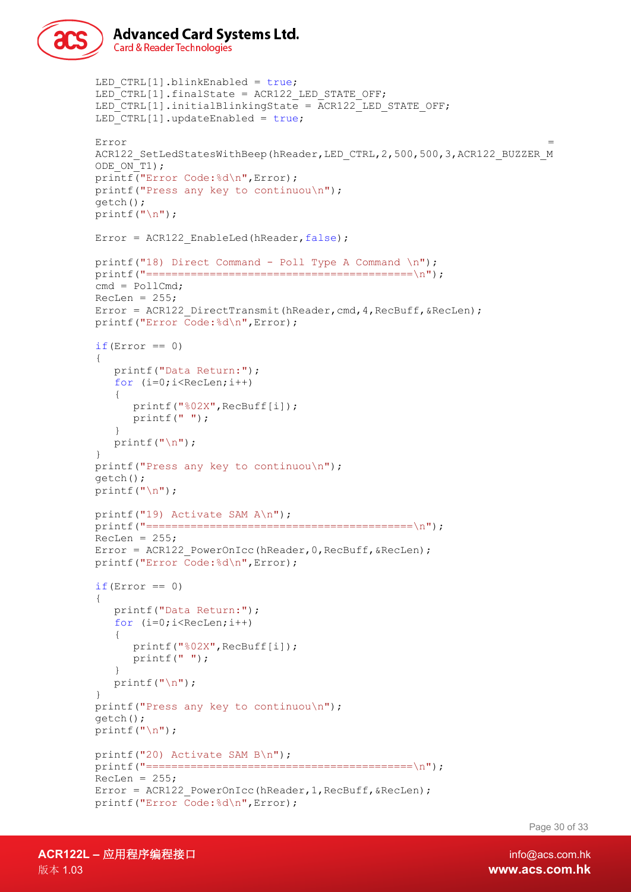```
LED_CTRL[1].blinkEnabled = true;
LED_CTRL[1].finalState = ACR122_LED_STATE_OFF;
LED_CTRL[1].initialBlinkingState = ACR122_LED_STATE_OFF;
LED_CTRL[1].updateEnabled = true;

Error                                                                        =
ACR122_SetLedStatesWithBeep(hReader,LED_CTRL,2,500,500,3,ACR122_BUZZER_M
ODE_ON_T1);
printf("Error Code:%d\n",Error);
printf("Press any key to continuou\n");
getch();
printf("\n");

Error = ACR122_EnableLed(hReader,false);

printf("18) Direct Command - Poll Type A Command \n");
printf("==========================================\n");
cmd = PollCmd;
RecLen = 255;
Error = ACR122_DirectTransmit(hReader,cmd,4,RecBuff,&RecLen);
printf("Error Code:%d\n",Error);

if(Error == 0)
{
   printf("Data Return:");
   for (i=0;i<RecLen;i++)
   {
      printf("%02X",RecBuff[i]);
      printf(" ");
   }
   printf("\n");
}
printf("Press any key to continuou\n");
getch();
printf("\n");

printf("19) Activate SAM A\n");
printf("==========================================\n");
RecLen = 255;
Error = ACR122_PowerOnIcc(hReader,0,RecBuff,&RecLen);
printf("Error Code:%d\n",Error);

if(Error == 0)
{
   printf("Data Return:");
   for (i=0;i<RecLen;i++)
   {
      printf("%02X",RecBuff[i]);
      printf(" ");
   }
   printf("\n");
}
printf("Press any key to continuou\n");
getch();
printf("\n");

printf("20) Activate SAM B\n");
printf("==========================================\n");
RecLen = 255;
Error = ACR122_PowerOnIcc(hReader,1,RecBuff,&RecLen);
printf("Error Code:%d\n",Error);
```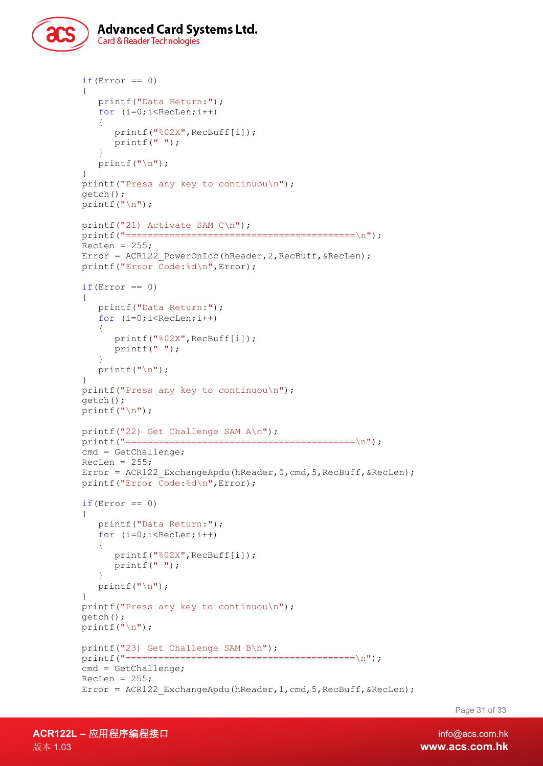```
    if(Error == 0)
    {
       printf("Data Return:");
       for (i=0;i<RecLen;i++)
       {
          printf("%02X",RecBuff[i]);
          printf(" ");
       }
       printf("\n");
    }
    printf("Press any key to continuou\n");
    getch();
    printf("\n");

    printf("21) Activate SAM C\n");
    printf("==========================================\n");
    RecLen = 255;
    Error = ACR122_PowerOnIcc(hReader,2,RecBuff,&RecLen);
    printf("Error Code:%d\n",Error);

    if(Error == 0)
    {
       printf("Data Return:");
       for (i=0;i<RecLen;i++)
       {
          printf("%02X",RecBuff[i]);
          printf(" ");
       }
       printf("\n");
    }
    printf("Press any key to continuou\n");
    getch();
    printf("\n");

    printf("22) Get Challenge SAM A\n");
    printf("==========================================\n");
    cmd = GetChallenge;
    RecLen = 255;
    Error = ACR122_ExchangeApdu(hReader,0,cmd,5,RecBuff,&RecLen);
    printf("Error Code:%d\n",Error);

    if(Error == 0)
    {
       printf("Data Return:");
       for (i=0;i<RecLen;i++)
       {
          printf("%02X",RecBuff[i]);
          printf(" ");
       }
       printf("\n");
    }
    printf("Press any key to continuou\n");
    getch();
    printf("\n");

    printf("23) Get Challenge SAM B\n");
    printf("==========================================\n");
    cmd = GetChallenge;
    RecLen = 255;
    Error = ACR122_ExchangeApdu(hReader,1,cmd,5,RecBuff,&RecLen);
```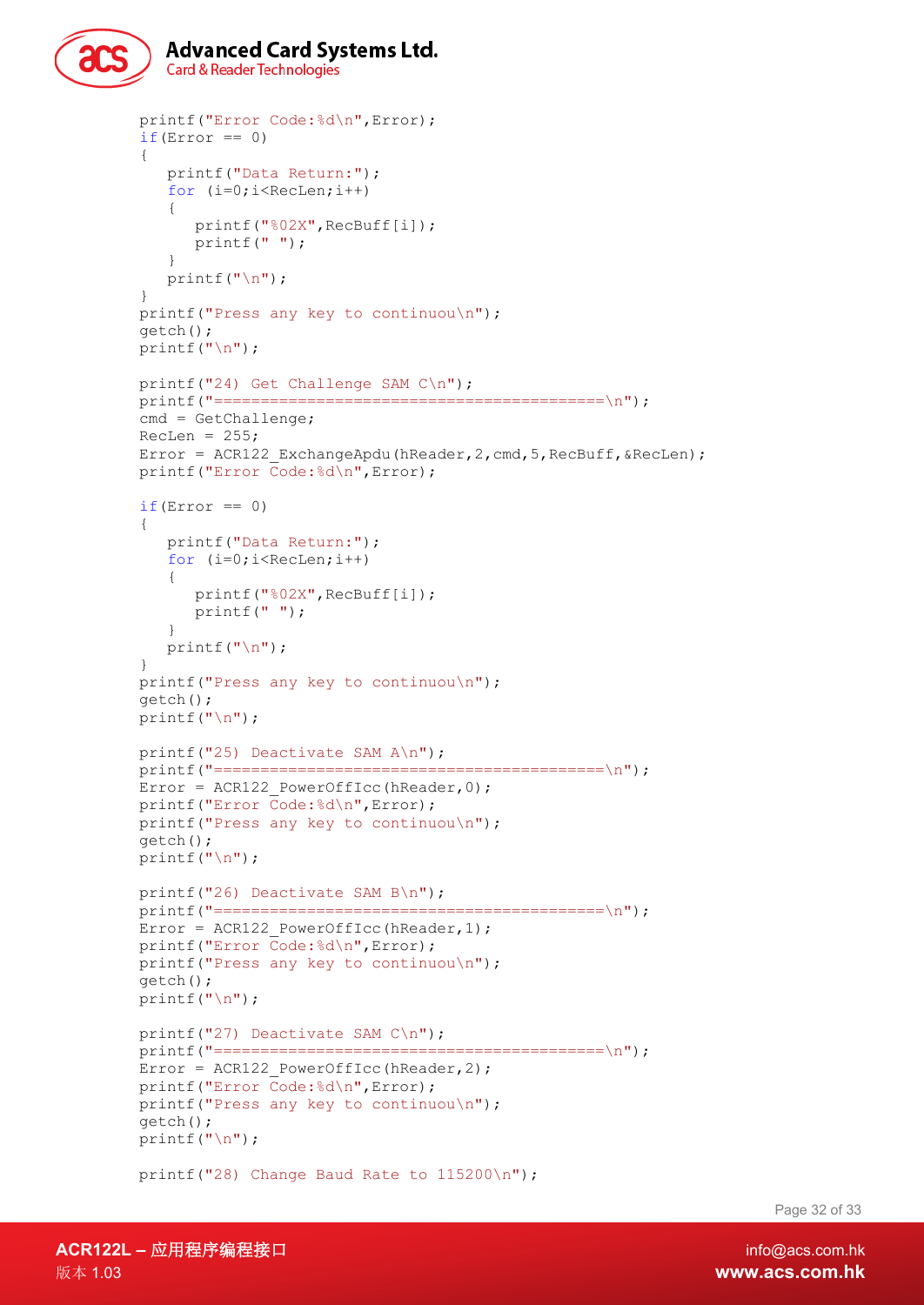```
printf("Error Code:%d\n",Error);
if(Error == 0)
{
   printf("Data Return:");
   for (i=0;i<RecLen;i++)
   {
      printf("%02X",RecBuff[i]);
      printf(" ");
   }
   printf("\n");
}
printf("Press any key to continuou\n");
getch();
printf("\n");

printf("24) Get Challenge SAM C\n");
printf("==========================================\n");
cmd = GetChallenge;
RecLen = 255;
Error = ACR122_ExchangeApdu(hReader,2,cmd,5,RecBuff,&RecLen);
printf("Error Code:%d\n",Error);

if(Error == 0)
{
   printf("Data Return:");
   for (i=0;i<RecLen;i++)
   {
      printf("%02X",RecBuff[i]);
      printf(" ");
   }
   printf("\n");
}
printf("Press any key to continuou\n");
getch();
printf("\n");

printf("25) Deactivate SAM A\n");
printf("==========================================\n");
Error = ACR122_PowerOffIcc(hReader,0);
printf("Error Code:%d\n",Error);
printf("Press any key to continuou\n");
getch();
printf("\n");

printf("26) Deactivate SAM B\n");
printf("==========================================\n");
Error = ACR122_PowerOffIcc(hReader,1);
printf("Error Code:%d\n",Error);
printf("Press any key to continuou\n");
getch();
printf("\n");

printf("27) Deactivate SAM C\n");
printf("==========================================\n");
Error = ACR122_PowerOffIcc(hReader,2);
printf("Error Code:%d\n",Error);
printf("Press any key to continuou\n");
getch();
printf("\n");

printf("28) Change Baud Rate to 115200\n");
```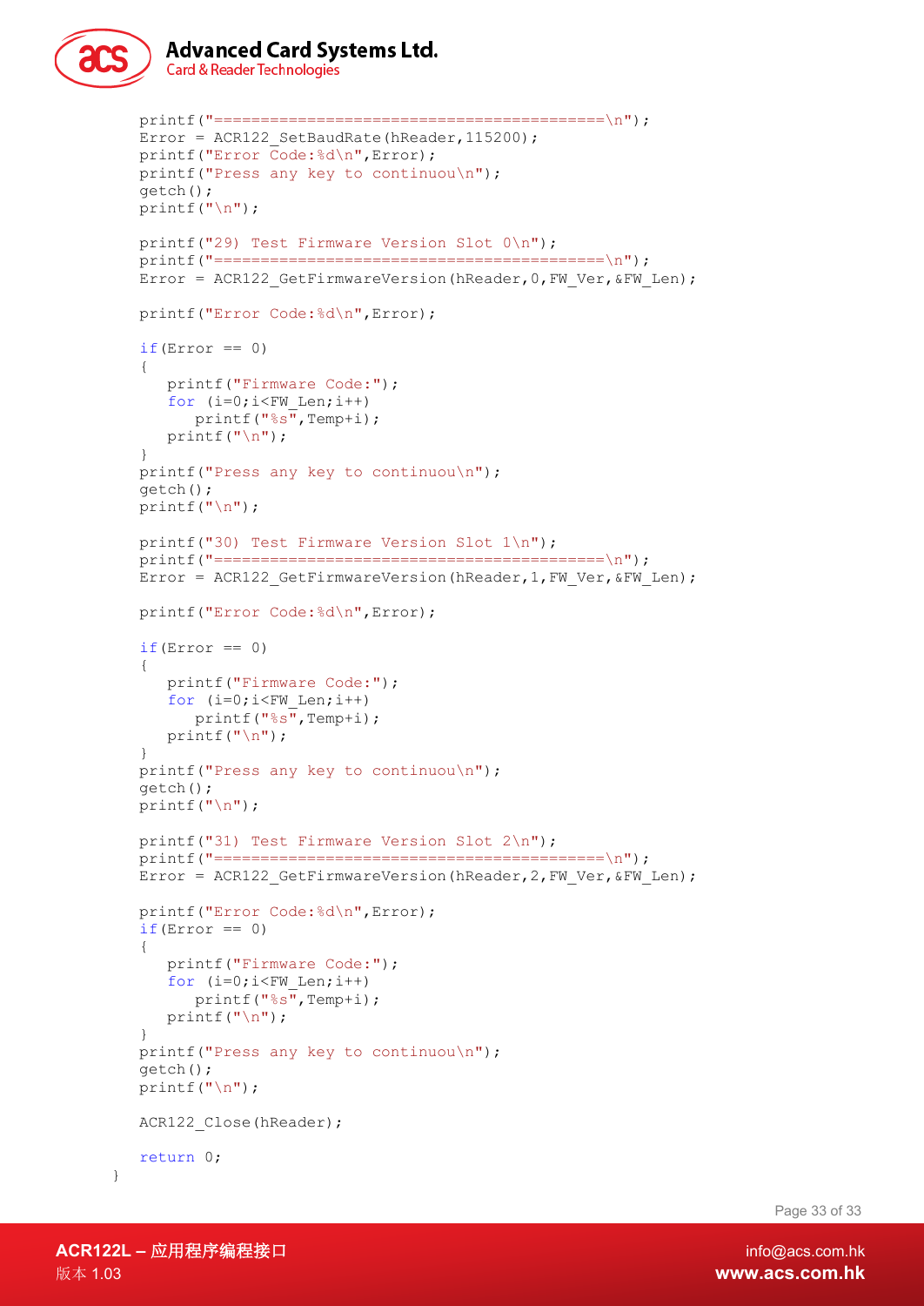```
    printf("==========================================\n");
    Error = ACR122_SetBaudRate(hReader,115200);
    printf("Error Code:%d\n",Error);
    printf("Press any key to continuou\n");
    getch();
    printf("\n");

    printf("29) Test Firmware Version Slot 0\n");
    printf("==========================================\n");
    Error = ACR122_GetFirmwareVersion(hReader,0,FW_Ver,&FW_Len);

    printf("Error Code:%d\n",Error);

    if(Error == 0)
    {
       printf("Firmware Code:");
       for (i=0;i<FW_Len;i++)
          printf("%s",Temp+i);
       printf("\n");
    }
    printf("Press any key to continuou\n");
    getch();
    printf("\n");

    printf("30) Test Firmware Version Slot 1\n");
    printf("==========================================\n");
    Error = ACR122_GetFirmwareVersion(hReader,1,FW_Ver,&FW_Len);

    printf("Error Code:%d\n",Error);

    if(Error == 0)
    {
       printf("Firmware Code:");
       for (i=0;i<FW_Len;i++)
          printf("%s",Temp+i);
       printf("\n");
    }
    printf("Press any key to continuou\n");
    getch();
    printf("\n");

    printf("31) Test Firmware Version Slot 2\n");
    printf("==========================================\n");
    Error = ACR122_GetFirmwareVersion(hReader,2,FW_Ver,&FW_Len);

    printf("Error Code:%d\n",Error);
    if(Error == 0)
    {
       printf("Firmware Code:");
       for (i=0;i<FW_Len;i++)
          printf("%s",Temp+i);
       printf("\n");
    }
    printf("Press any key to continuou\n");
    getch();
    printf("\n");

    ACR122_Close(hReader);

    return 0;
}
```